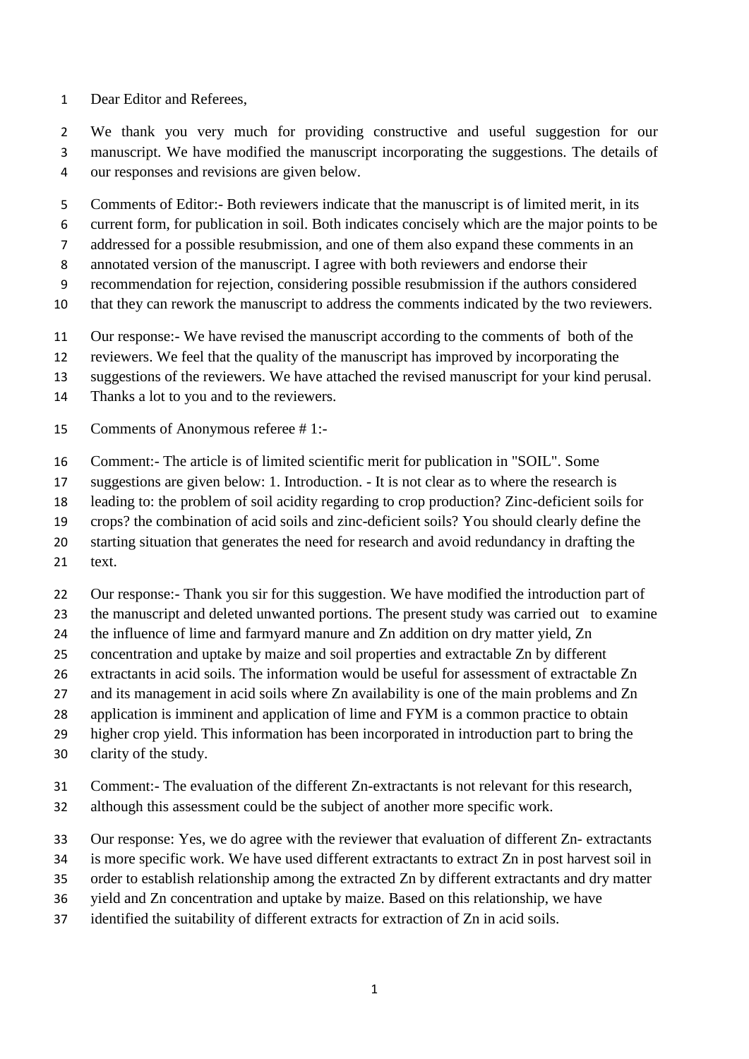Dear Editor and Referees,

We thank you very much for providing constructive and useful suggestion for our manuscript. We have modified the manuscript incorporating the suggestions. The details of our responses and revisions are given below.

Comments of Editor:- Both reviewers indicate that the manuscript is of limited merit, in its current form, for publication in soil. Both indicates concisely which are the major points to be addressed for a possible resubmission, and one of them also expand these comments in an annotated version of the manuscript. I agree with both reviewers and endorse their recommendation for rejection, considering possible resubmission if the authors considered that they can rework the manuscript to address the comments indicated by the two reviewers.

Our response:- We have revised the manuscript according to the comments of both of the reviewers. We feel that the quality of the manuscript has improved by incorporating the suggestions of the reviewers. We have attached the revised manuscript for your kind perusal. Thanks a lot to you and to the reviewers.

Comments of Anonymous referee # 1:-

Comment:- The article is of limited scientific merit for publication in "SOIL". Some suggestions are given below: 1. Introduction. - It is not clear as to where the research is leading to: the problem of soil acidity regarding to crop production? Zinc-deficient soils for crops? the combination of acid soils and zinc-deficient soils? You should clearly define the starting situation that generates the need for research and avoid redundancy in drafting the text.

Our response:- Thank you sir for this suggestion. We have modified the introduction part of the manuscript and deleted unwanted portions. The present study was carried out to examine the influence of lime and farmyard manure and Zn addition on dry matter yield, Zn concentration and uptake by maize and soil properties and extractable Zn by different extractants in acid soils. The information would be useful for assessment of extractable Zn and its management in acid soils where Zn availability is one of the main problems and Zn application is imminent and application of lime and FYM is a common practice to obtain higher crop yield. This information has been incorporated in introduction part to bring the clarity of the study.

Comment:- The evaluation of the different Zn-extractants is not relevant for this research, although this assessment could be the subject of another more specific work.

Our response: Yes, we do agree with the reviewer that evaluation of different Zn- extractants is more specific work. We have used different extractants to extract Zn in post harvest soil in order to establish relationship among the extracted Zn by different extractants and dry matter yield and Zn concentration and uptake by maize. Based on this relationship, we have identified the suitability of different extracts for extraction of Zn in acid soils.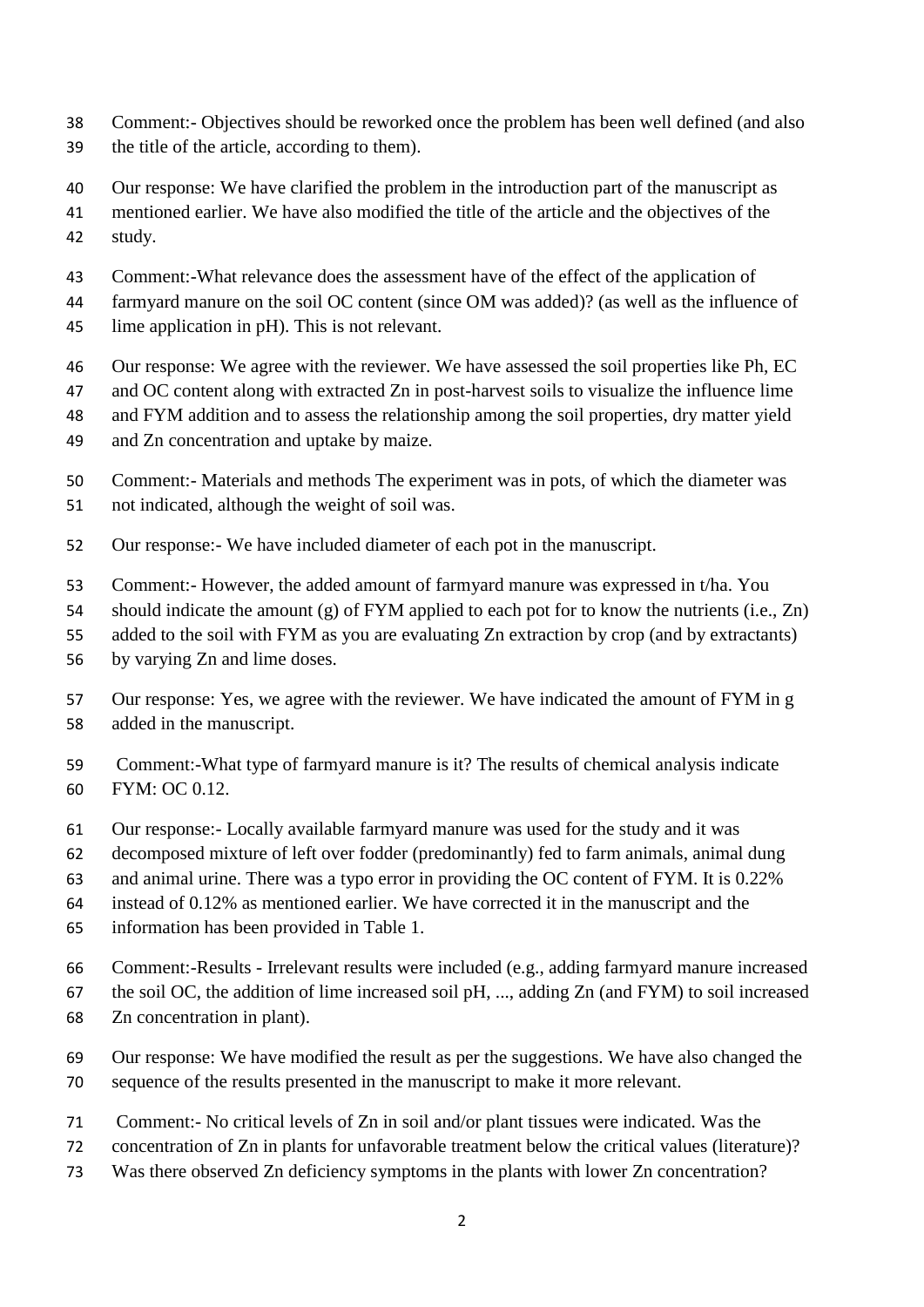Comment:- Objectives should be reworked once the problem has been well defined (and also the title of the article, according to them).

Our response: We have clarified the problem in the introduction part of the manuscript as mentioned earlier. We have also modified the title of the article and the objectives of the study.

Comment:-What relevance does the assessment have of the effect of the application of farmyard manure on the soil OC content (since OM was added)? (as well as the influence of lime application in pH). This is not relevant.

Our response: We agree with the reviewer. We have assessed the soil properties like Ph, EC and OC content along with extracted Zn in post-harvest soils to visualize the influence lime and FYM addition and to assess the relationship among the soil properties, dry matter yield and Zn concentration and uptake by maize.

Comment:- Materials and methods The experiment was in pots, of which the diameter was not indicated, although the weight of soil was.

Our response:- We have included diameter of each pot in the manuscript.

Comment:- However, the added amount of farmyard manure was expressed in t/ha. You should indicate the amount (g) of FYM applied to each pot for to know the nutrients (i.e., Zn) added to the soil with FYM as you are evaluating Zn extraction by crop (and by extractants) by varying Zn and lime doses.

Our response: Yes, we agree with the reviewer. We have indicated the amount of FYM in g added in the manuscript.

Comment:-What type of farmyard manure is it? The results of chemical analysis indicate FYM: OC 0.12.

Our response:- Locally available farmyard manure was used for the study and it was decomposed mixture of left over fodder (predominantly) fed to farm animals, animal dung and animal urine. There was a typo error in providing the OC content of FYM. It is 0.22% instead of 0.12% as mentioned earlier. We have corrected it in the manuscript and the information has been provided in Table 1.

Comment:-Results - Irrelevant results were included (e.g., adding farmyard manure increased the soil OC, the addition of lime increased soil pH, ..., adding Zn (and FYM) to soil increased Zn concentration in plant).

Our response: We have modified the result as per the suggestions. We have also changed the sequence of the results presented in the manuscript to make it more relevant.

Comment:- No critical levels of Zn in soil and/or plant tissues were indicated. Was the concentration of Zn in plants for unfavorable treatment below the critical values (literature)? Was there observed Zn deficiency symptoms in the plants with lower Zn concentration?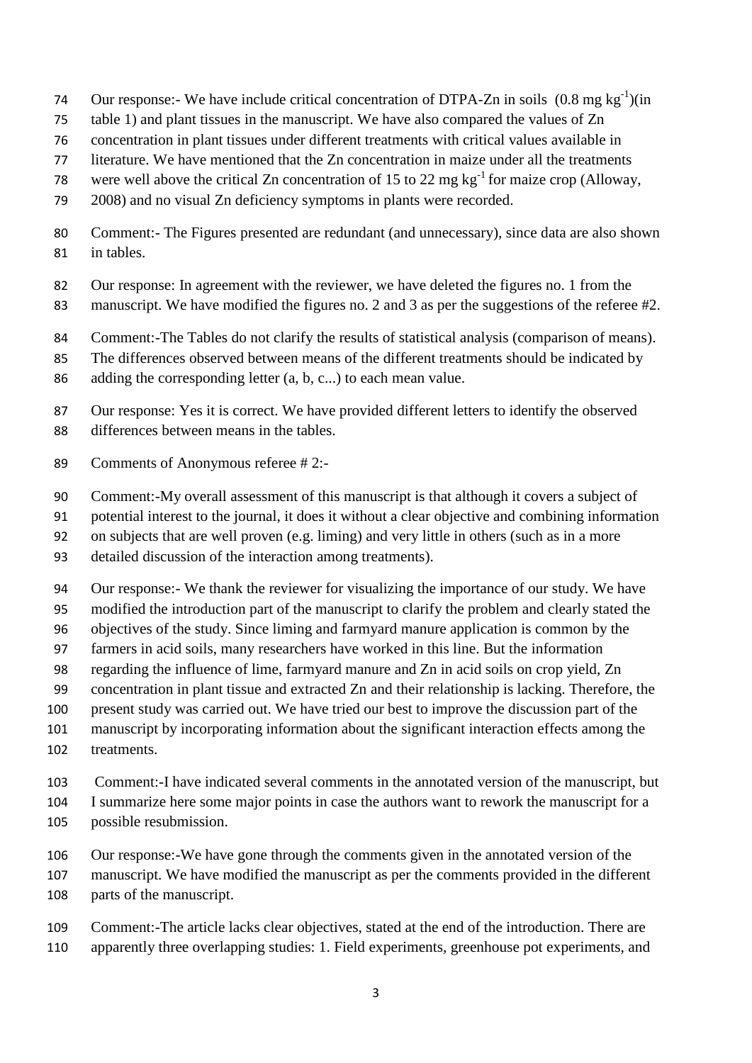Our response:- We have include critical concentration of DTPA-Zn in soils ($0.8\ mg\ kg^{-1}$)(in table 1) and plant tissues in the manuscript. We have also compared the values of Zn concentration in plant tissues under different treatments with critical values available in literature. We have mentioned that the Zn concentration in maize under all the treatments were well above the critical Zn concentration of 15 to 22 $mg\ kg^{-1}$ for maize crop (Alloway, 2008) and no visual Zn deficiency symptoms in plants were recorded.

Comment:- The Figures presented are redundant (and unnecessary), since data are also shown in tables.

Our response: In agreement with the reviewer, we have deleted the figures no. 1 from the manuscript. We have modified the figures no. 2 and 3 as per the suggestions of the referee #2.

Comment:-The Tables do not clarify the results of statistical analysis (comparison of means). The differences observed between means of the different treatments should be indicated by adding the corresponding letter (a, b, c...) to each mean value.

Our response: Yes it is correct. We have provided different letters to identify the observed differences between means in the tables.

Comments of Anonymous referee # 2:-

Comment:-My overall assessment of this manuscript is that although it covers a subject of potential interest to the journal, it does it without a clear objective and combining information on subjects that are well proven (e.g. liming) and very little in others (such as in a more detailed discussion of the interaction among treatments).

Our response:- We thank the reviewer for visualizing the importance of our study. We have modified the introduction part of the manuscript to clarify the problem and clearly stated the objectives of the study. Since liming and farmyard manure application is common by the farmers in acid soils, many researchers have worked in this line. But the information regarding the influence of lime, farmyard manure and Zn in acid soils on crop yield, Zn concentration in plant tissue and extracted Zn and their relationship is lacking. Therefore, the present study was carried out. We have tried our best to improve the discussion part of the manuscript by incorporating information about the significant interaction effects among the treatments.

Comment:-I have indicated several comments in the annotated version of the manuscript, but I summarize here some major points in case the authors want to rework the manuscript for a possible resubmission.

Our response:-We have gone through the comments given in the annotated version of the manuscript. We have modified the manuscript as per the comments provided in the different parts of the manuscript.

Comment:-The article lacks clear objectives, stated at the end of the introduction. There are apparently three overlapping studies: 1. Field experiments, greenhouse pot experiments, and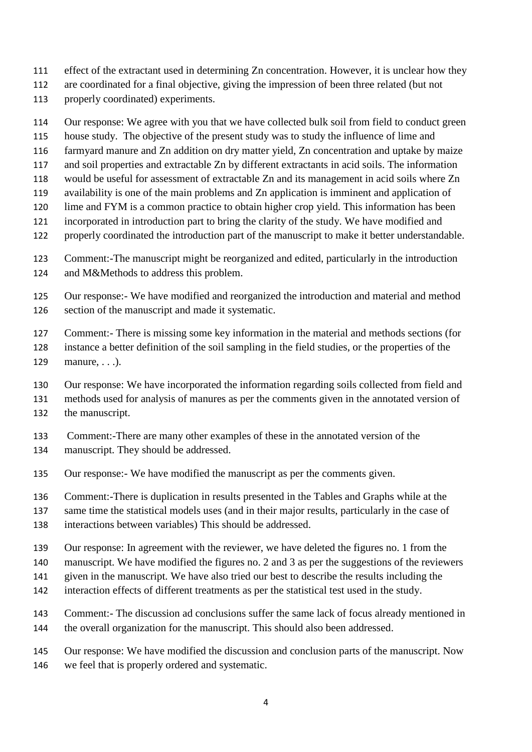effect of the extractant used in determining Zn concentration. However, it is unclear how they are coordinated for a final objective, giving the impression of been three related (but not properly coordinated) experiments.

Our response: We agree with you that we have collected bulk soil from field to conduct green house study. The objective of the present study was to study the influence of lime and farmyard manure and Zn addition on dry matter yield, Zn concentration and uptake by maize and soil properties and extractable Zn by different extractants in acid soils. The information would be useful for assessment of extractable Zn and its management in acid soils where Zn availability is one of the main problems and Zn application is imminent and application of lime and FYM is a common practice to obtain higher crop yield. This information has been incorporated in introduction part to bring the clarity of the study. We have modified and properly coordinated the introduction part of the manuscript to make it better understandable.

Comment:-The manuscript might be reorganized and edited, particularly in the introduction and M&Methods to address this problem.

Our response:- We have modified and reorganized the introduction and material and method section of the manuscript and made it systematic.

Comment:- There is missing some key information in the material and methods sections (for instance a better definition of the soil sampling in the field studies, or the properties of the manure, . . .).

Our response: We have incorporated the information regarding soils collected from field and methods used for analysis of manures as per the comments given in the annotated version of the manuscript.

Comment:-There are many other examples of these in the annotated version of the manuscript. They should be addressed.

Our response:- We have modified the manuscript as per the comments given.

Comment:-There is duplication in results presented in the Tables and Graphs while at the same time the statistical models uses (and in their major results, particularly in the case of interactions between variables) This should be addressed.

Our response: In agreement with the reviewer, we have deleted the figures no. 1 from the manuscript. We have modified the figures no. 2 and 3 as per the suggestions of the reviewers given in the manuscript. We have also tried our best to describe the results including the interaction effects of different treatments as per the statistical test used in the study.

Comment:- The discussion ad conclusions suffer the same lack of focus already mentioned in the overall organization for the manuscript. This should also been addressed.

Our response: We have modified the discussion and conclusion parts of the manuscript. Now we feel that is properly ordered and systematic.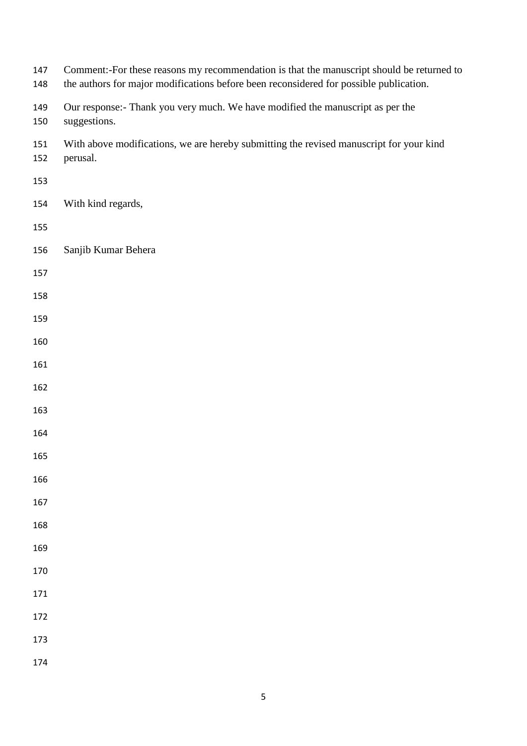Comment:-For these reasons my recommendation is that the manuscript should be returned to the authors for major modifications before been reconsidered for possible publication.

Our response:- Thank you very much. We have modified the manuscript as per the suggestions.

With above modifications, we are hereby submitting the revised manuscript for your kind perusal.

With kind regards,

Sanjib Kumar Behera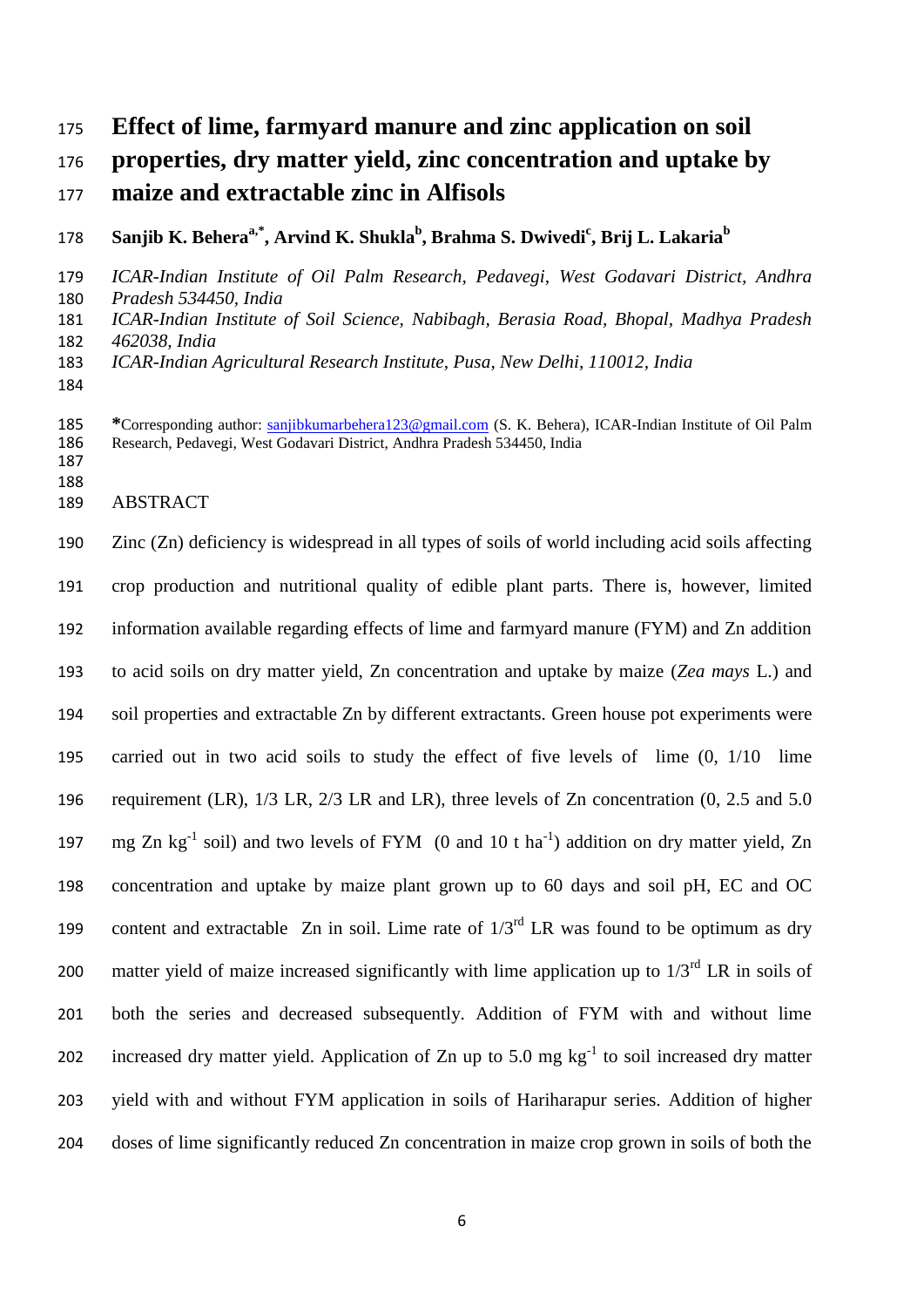# Effect of lime, farmyard manure and zinc application on soil properties, dry matter yield, zinc concentration and uptake by maize and extractable zinc in Alfisols

**Sanjib K. Behera[a,*], Arvind K. Shukla[b], Brahma S. Dwivedi[c], Brij L. Lakaria[b]**

*ICAR-Indian Institute of Oil Palm Research, Pedavegi, West Godavari District, Andhra Pradesh 534450, India*
*ICAR-Indian Institute of Soil Science, Nabibagh, Berasia Road, Bhopal, Madhya Pradesh 462038, India*
*ICAR-Indian Agricultural Research Institute, Pusa, New Delhi, 110012, India*

**\***Corresponding author: sanjibkumarbehera123@gmail.com (S. K. Behera), ICAR-Indian Institute of Oil Palm Research, Pedavegi, West Godavari District, Andhra Pradesh 534450, India

## ABSTRACT

Zinc (Zn) deficiency is widespread in all types of soils of world including acid soils affecting crop production and nutritional quality of edible plant parts. There is, however, limited information available regarding effects of lime and farmyard manure (FYM) and Zn addition to acid soils on dry matter yield, Zn concentration and uptake by maize (*Zea mays* L.) and soil properties and extractable Zn by different extractants. Green house pot experiments were carried out in two acid soils to study the effect of five levels of lime (0, 1/10 lime requirement (LR), 1/3 LR, 2/3 LR and LR), three levels of Zn concentration (0, 2.5 and 5.0 mg Zn $kg^{-1}$ soil) and two levels of FYM (0 and 10 t $ha^{-1}$) addition on dry matter yield, Zn concentration and uptake by maize plant grown up to 60 days and soil pH, EC and OC content and extractable Zn in soil. Lime rate of $1/3^{rd}$ LR was found to be optimum as dry matter yield of maize increased significantly with lime application up to $1/3^{rd}$ LR in soils of both the series and decreased subsequently. Addition of FYM with and without lime increased dry matter yield. Application of Zn up to 5.0 mg $kg^{-1}$ to soil increased dry matter yield with and without FYM application in soils of Hariharapur series. Addition of higher doses of lime significantly reduced Zn concentration in maize crop grown in soils of both the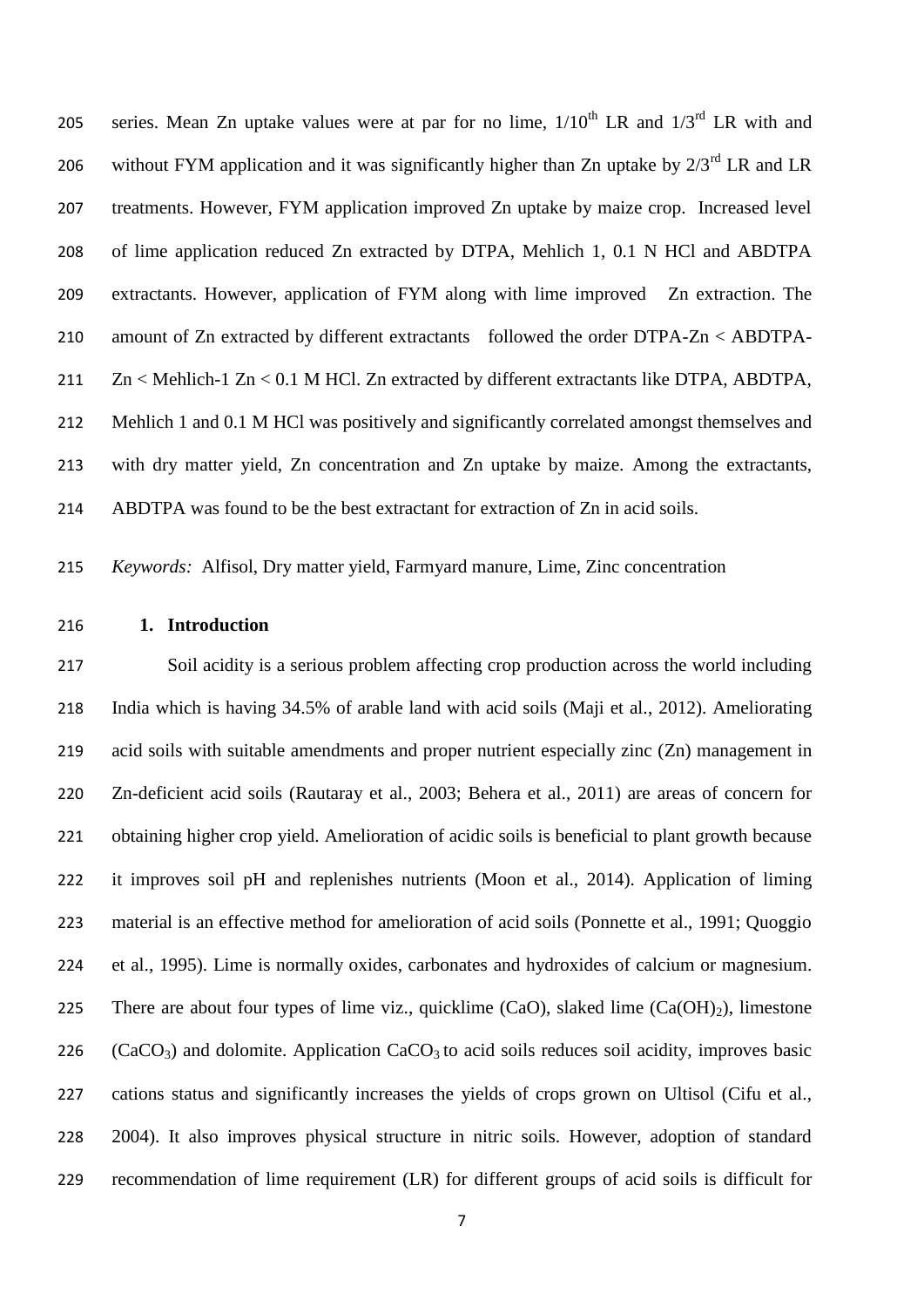series. Mean Zn uptake values were at par for no lime, $1/10^{th}$ LR and $1/3^{rd}$ LR with and without FYM application and it was significantly higher than Zn uptake by $2/3^{rd}$ LR and LR treatments. However, FYM application improved Zn uptake by maize crop. Increased level of lime application reduced Zn extracted by DTPA, Mehlich 1, 0.1 N HCl and ABDTPA extractants. However, application of FYM along with lime improved Zn extraction. The amount of Zn extracted by different extractants followed the order DTPA-Zn < ABDTPA-Zn < Mehlich-1 Zn < 0.1 M HCl. Zn extracted by different extractants like DTPA, ABDTPA, Mehlich 1 and 0.1 M HCl was positively and significantly correlated amongst themselves and with dry matter yield, Zn concentration and Zn uptake by maize. Among the extractants, ABDTPA was found to be the best extractant for extraction of Zn in acid soils.

*Keywords:* Alfisol, Dry matter yield, Farmyard manure, Lime, Zinc concentration

## 1. Introduction

Soil acidity is a serious problem affecting crop production across the world including India which is having 34.5% of arable land with acid soils (Maji et al., 2012). Ameliorating acid soils with suitable amendments and proper nutrient especially zinc (Zn) management in Zn-deficient acid soils (Rautaray et al., 2003; Behera et al., 2011) are areas of concern for obtaining higher crop yield. Amelioration of acidic soils is beneficial to plant growth because it improves soil pH and replenishes nutrients (Moon et al., 2014). Application of liming material is an effective method for amelioration of acid soils (Ponnette et al., 1991; Quoggio et al., 1995). Lime is normally oxides, carbonates and hydroxides of calcium or magnesium. There are about four types of lime viz., quicklime (CaO), slaked lime ($Ca(OH)_2$), limestone ($CaCO_3$) and dolomite. Application $CaCO_3$ to acid soils reduces soil acidity, improves basic cations status and significantly increases the yields of crops grown on Ultisol (Cifu et al., 2004). It also improves physical structure in nitric soils. However, adoption of standard recommendation of lime requirement (LR) for different groups of acid soils is difficult for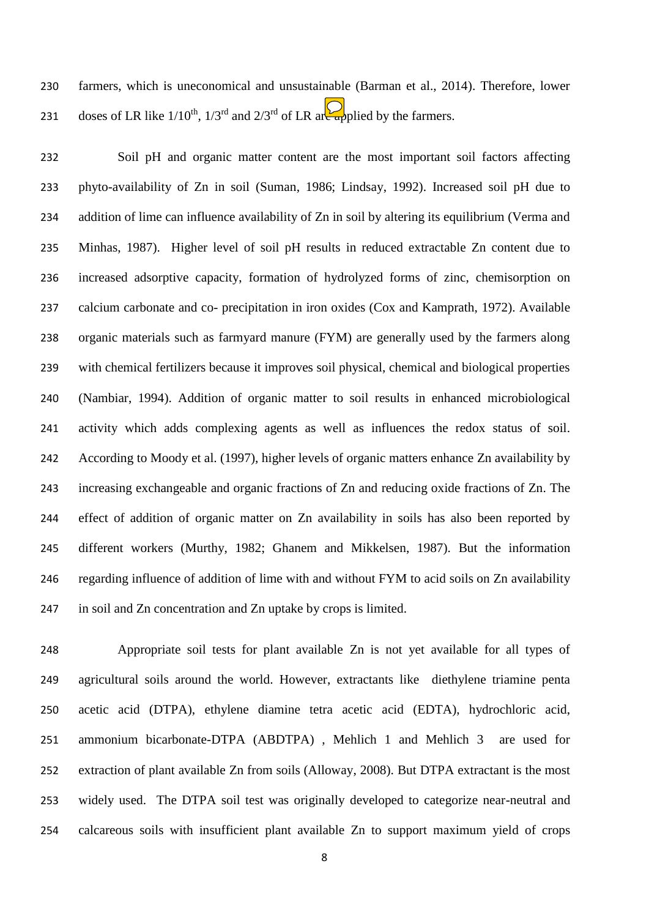farmers, which is uneconomical and unsustainable (Barman et al., 2014). Therefore, lower doses of LR like 1/10th, 1/3rd and 2/3rd of LR are applied by the farmers.

Soil pH and organic matter content are the most important soil factors affecting phyto-availability of Zn in soil (Suman, 1986; Lindsay, 1992). Increased soil pH due to addition of lime can influence availability of Zn in soil by altering its equilibrium (Verma and Minhas, 1987). Higher level of soil pH results in reduced extractable Zn content due to increased adsorptive capacity, formation of hydrolyzed forms of zinc, chemisorption on calcium carbonate and co- precipitation in iron oxides (Cox and Kamprath, 1972). Available organic materials such as farmyard manure (FYM) are generally used by the farmers along with chemical fertilizers because it improves soil physical, chemical and biological properties (Nambiar, 1994). Addition of organic matter to soil results in enhanced microbiological activity which adds complexing agents as well as influences the redox status of soil. According to Moody et al. (1997), higher levels of organic matters enhance Zn availability by increasing exchangeable and organic fractions of Zn and reducing oxide fractions of Zn. The effect of addition of organic matter on Zn availability in soils has also been reported by different workers (Murthy, 1982; Ghanem and Mikkelsen, 1987). But the information regarding influence of addition of lime with and without FYM to acid soils on Zn availability in soil and Zn concentration and Zn uptake by crops is limited.

Appropriate soil tests for plant available Zn is not yet available for all types of agricultural soils around the world. However, extractants like diethylene triamine penta acetic acid (DTPA), ethylene diamine tetra acetic acid (EDTA), hydrochloric acid, ammonium bicarbonate-DTPA (ABDTPA) , Mehlich 1 and Mehlich 3 are used for extraction of plant available Zn from soils (Alloway, 2008). But DTPA extractant is the most widely used. The DTPA soil test was originally developed to categorize near-neutral and calcareous soils with insufficient plant available Zn to support maximum yield of crops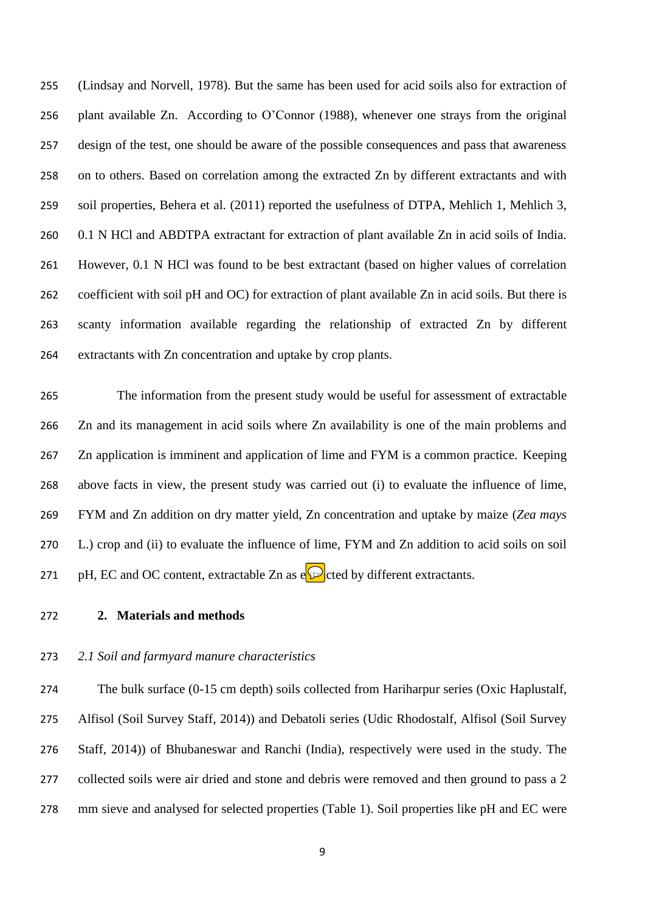(Lindsay and Norvell, 1978). But the same has been used for acid soils also for extraction of plant available Zn. According to O'Connor (1988), whenever one strays from the original design of the test, one should be aware of the possible consequences and pass that awareness on to others. Based on correlation among the extracted Zn by different extractants and with soil properties, Behera et al. (2011) reported the usefulness of DTPA, Mehlich 1, Mehlich 3, 0.1 N HCl and ABDTPA extractant for extraction of plant available Zn in acid soils of India. However, 0.1 N HCl was found to be best extractant (based on higher values of correlation coefficient with soil pH and OC) for extraction of plant available Zn in acid soils. But there is scanty information available regarding the relationship of extracted Zn by different extractants with Zn concentration and uptake by crop plants.

The information from the present study would be useful for assessment of extractable Zn and its management in acid soils where Zn availability is one of the main problems and Zn application is imminent and application of lime and FYM is a common practice. Keeping above facts in view, the present study was carried out (i) to evaluate the influence of lime, FYM and Zn addition on dry matter yield, Zn concentration and uptake by maize (*Zea mays* L.) crop and (ii) to evaluate the influence of lime, FYM and Zn addition to acid soils on soil pH, EC and OC content, extractable Zn as extracted by different extractants.

## 2. Materials and methods

### *2.1 Soil and farmyard manure characteristics*

The bulk surface (0-15 cm depth) soils collected from Hariharpur series (Oxic Haplustalf, Alfisol (Soil Survey Staff, 2014)) and Debatoli series (Udic Rhodostalf, Alfisol (Soil Survey Staff, 2014)) of Bhubaneswar and Ranchi (India), respectively were used in the study. The collected soils were air dried and stone and debris were removed and then ground to pass a 2 mm sieve and analysed for selected properties (Table 1). Soil properties like pH and EC were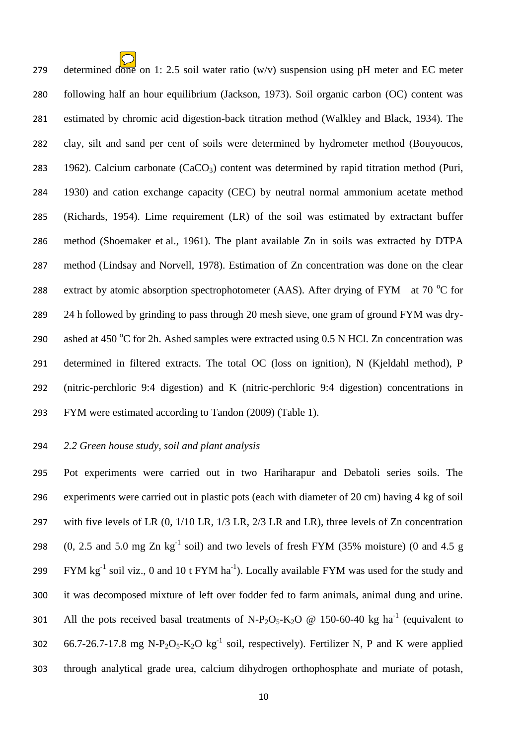determined done on 1: 2.5 soil water ratio (w/v) suspension using pH meter and EC meter following half an hour equilibrium (Jackson, 1973). Soil organic carbon (OC) content was estimated by chromic acid digestion-back titration method (Walkley and Black, 1934). The clay, silt and sand per cent of soils were determined by hydrometer method (Bouyoucos, 1962). Calcium carbonate ($CaCO_3$) content was determined by rapid titration method (Puri, 1930) and cation exchange capacity (CEC) by neutral normal ammonium acetate method (Richards, 1954). Lime requirement (LR) of the soil was estimated by extractant buffer method (Shoemaker et al., 1961). The plant available Zn in soils was extracted by DTPA method (Lindsay and Norvell, 1978). Estimation of Zn concentration was done on the clear extract by atomic absorption spectrophotometer (AAS). After drying of FYM at 70 $^oC$ for 24 h followed by grinding to pass through 20 mesh sieve, one gram of ground FYM was dry-ashed at 450 $^oC$ for 2h. Ashed samples were extracted using 0.5 N HCl. Zn concentration was determined in filtered extracts. The total OC (loss on ignition), N (Kjeldahl method), P (nitric-perchloric 9:4 digestion) and K (nitric-perchloric 9:4 digestion) concentrations in FYM were estimated according to Tandon (2009) (Table 1).

*2.2 Green house study, soil and plant analysis*

Pot experiments were carried out in two Hariharapur and Debatoli series soils. The experiments were carried out in plastic pots (each with diameter of 20 cm) having 4 kg of soil with five levels of LR (0, 1/10 LR, 1/3 LR, 2/3 LR and LR), three levels of Zn concentration (0, 2.5 and 5.0 mg Zn $kg^{-1}$ soil) and two levels of fresh FYM (35% moisture) (0 and 4.5 g FYM $kg^{-1}$ soil viz., 0 and 10 t FYM $ha^{-1}$). Locally available FYM was used for the study and it was decomposed mixture of left over fodder fed to farm animals, animal dung and urine. All the pots received basal treatments of N-$P_2O_5$-$K_2O$ @ 150-60-40 kg $ha^{-1}$ (equivalent to 66.7-26.7-17.8 mg N-$P_2O_5$-$K_2O$ $kg^{-1}$ soil, respectively). Fertilizer N, P and K were applied through analytical grade urea, calcium dihydrogen orthophosphate and muriate of potash,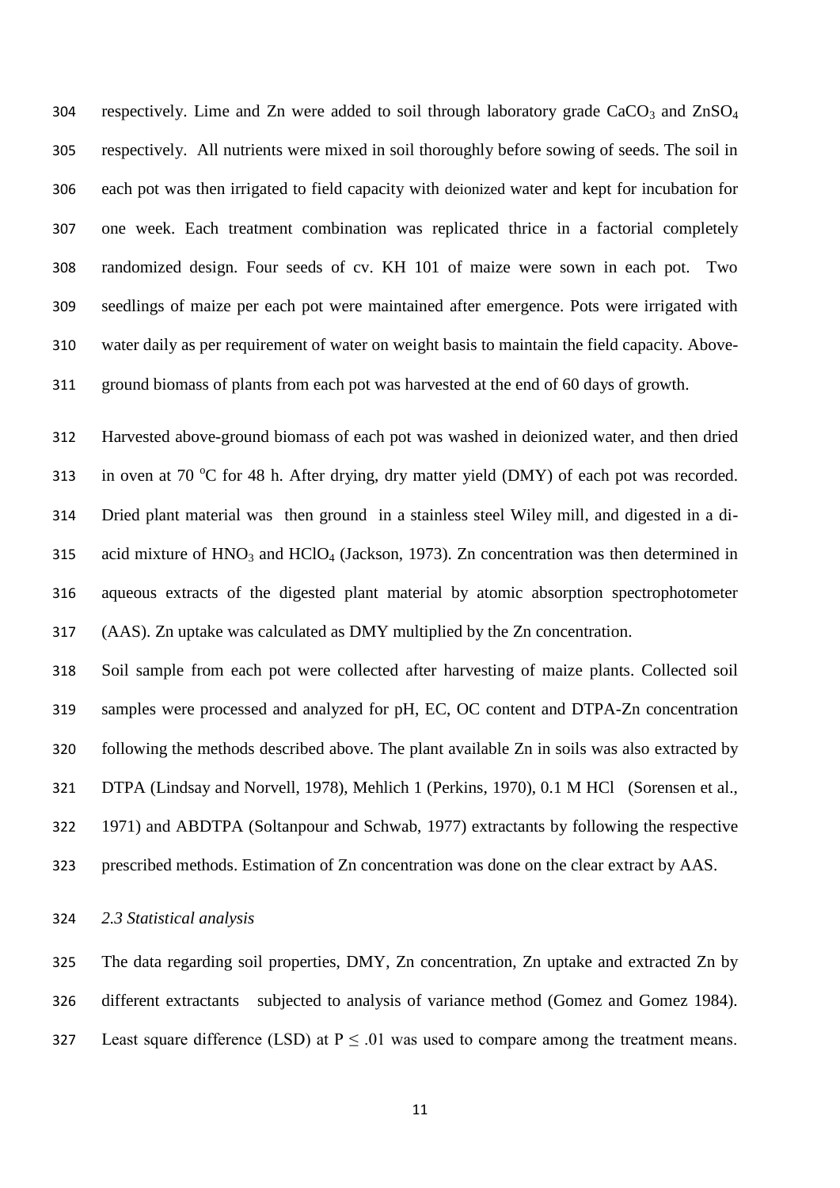respectively. Lime and Zn were added to soil through laboratory grade $CaCO_3$ and $ZnSO_4$ respectively. All nutrients were mixed in soil thoroughly before sowing of seeds. The soil in each pot was then irrigated to field capacity with deionized water and kept for incubation for one week. Each treatment combination was replicated thrice in a factorial completely randomized design. Four seeds of cv. KH 101 of maize were sown in each pot. Two seedlings of maize per each pot were maintained after emergence. Pots were irrigated with water daily as per requirement of water on weight basis to maintain the field capacity. Above-ground biomass of plants from each pot was harvested at the end of 60 days of growth.

Harvested above-ground biomass of each pot was washed in deionized water, and then dried in oven at 70 $^{o}$C for 48 h. After drying, dry matter yield (DMY) of each pot was recorded. Dried plant material was then ground in a stainless steel Wiley mill, and digested in a di-acid mixture of $HNO_3$ and $HClO_4$ (Jackson, 1973). Zn concentration was then determined in aqueous extracts of the digested plant material by atomic absorption spectrophotometer (AAS). Zn uptake was calculated as DMY multiplied by the Zn concentration.

Soil sample from each pot were collected after harvesting of maize plants. Collected soil samples were processed and analyzed for pH, EC, OC content and DTPA-Zn concentration following the methods described above. The plant available Zn in soils was also extracted by DTPA (Lindsay and Norvell, 1978), Mehlich 1 (Perkins, 1970), 0.1 M HCl (Sorensen et al., 1971) and ABDTPA (Soltanpour and Schwab, 1977) extractants by following the respective prescribed methods. Estimation of Zn concentration was done on the clear extract by AAS.

### *2.3 Statistical analysis*

The data regarding soil properties, DMY, Zn concentration, Zn uptake and extracted Zn by different extractants subjected to analysis of variance method (Gomez and Gomez 1984). Least square difference (LSD) at $P \leq .01$ was used to compare among the treatment means.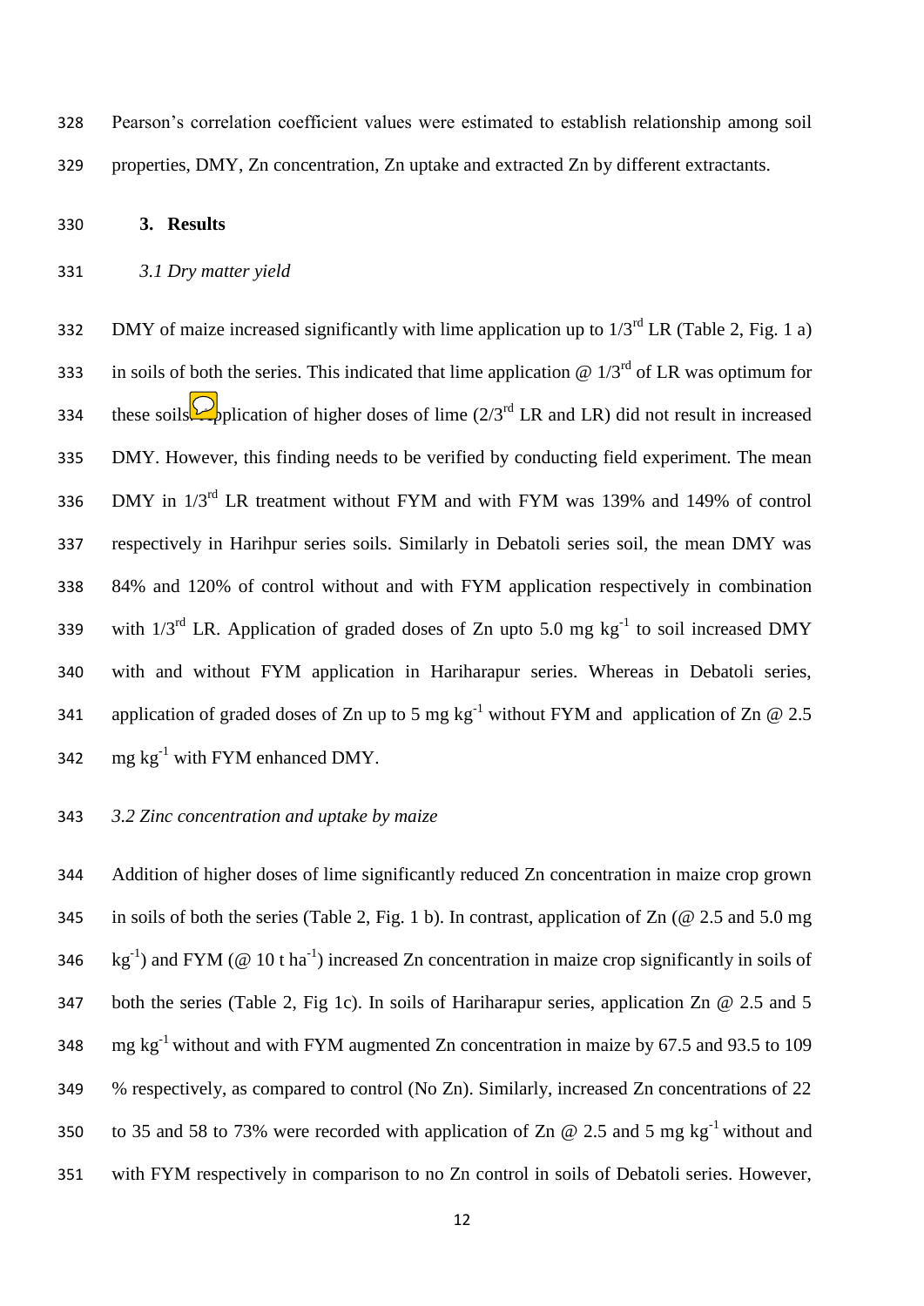Pearson's correlation coefficient values were estimated to establish relationship among soil properties, DMY, Zn concentration, Zn uptake and extracted Zn by different extractants.

## 3. Results

### *3.1 Dry matter yield*

DMY of maize increased significantly with lime application up to 1/3$^{rd}$ LR (Table 2, Fig. 1 a) in soils of both the series. This indicated that lime application @ 1/3$^{rd}$ of LR was optimum for these soils. Application of higher doses of lime (2/3$^{rd}$ LR and LR) did not result in increased DMY. However, this finding needs to be verified by conducting field experiment. The mean DMY in 1/3$^{rd}$ LR treatment without FYM and with FYM was 139% and 149% of control respectively in Harihpur series soils. Similarly in Debatoli series soil, the mean DMY was 84% and 120% of control without and with FYM application respectively in combination with 1/3$^{rd}$ LR. Application of graded doses of Zn upto 5.0 mg kg$^{-1}$ to soil increased DMY with and without FYM application in Hariharapur series. Whereas in Debatoli series, application of graded doses of Zn up to 5 mg kg$^{-1}$ without FYM and application of Zn @ 2.5 mg kg$^{-1}$ with FYM enhanced DMY.

### *3.2 Zinc concentration and uptake by maize*

Addition of higher doses of lime significantly reduced Zn concentration in maize crop grown in soils of both the series (Table 2, Fig. 1 b). In contrast, application of Zn (@ 2.5 and 5.0 mg kg$^{-1}$) and FYM (@ 10 t ha$^{-1}$) increased Zn concentration in maize crop significantly in soils of both the series (Table 2, Fig 1c). In soils of Hariharapur series, application Zn @ 2.5 and 5 mg kg$^{-1}$ without and with FYM augmented Zn concentration in maize by 67.5 and 93.5 to 109 % respectively, as compared to control (No Zn). Similarly, increased Zn concentrations of 22 to 35 and 58 to 73% were recorded with application of Zn @ 2.5 and 5 mg kg$^{-1}$ without and with FYM respectively in comparison to no Zn control in soils of Debatoli series. However,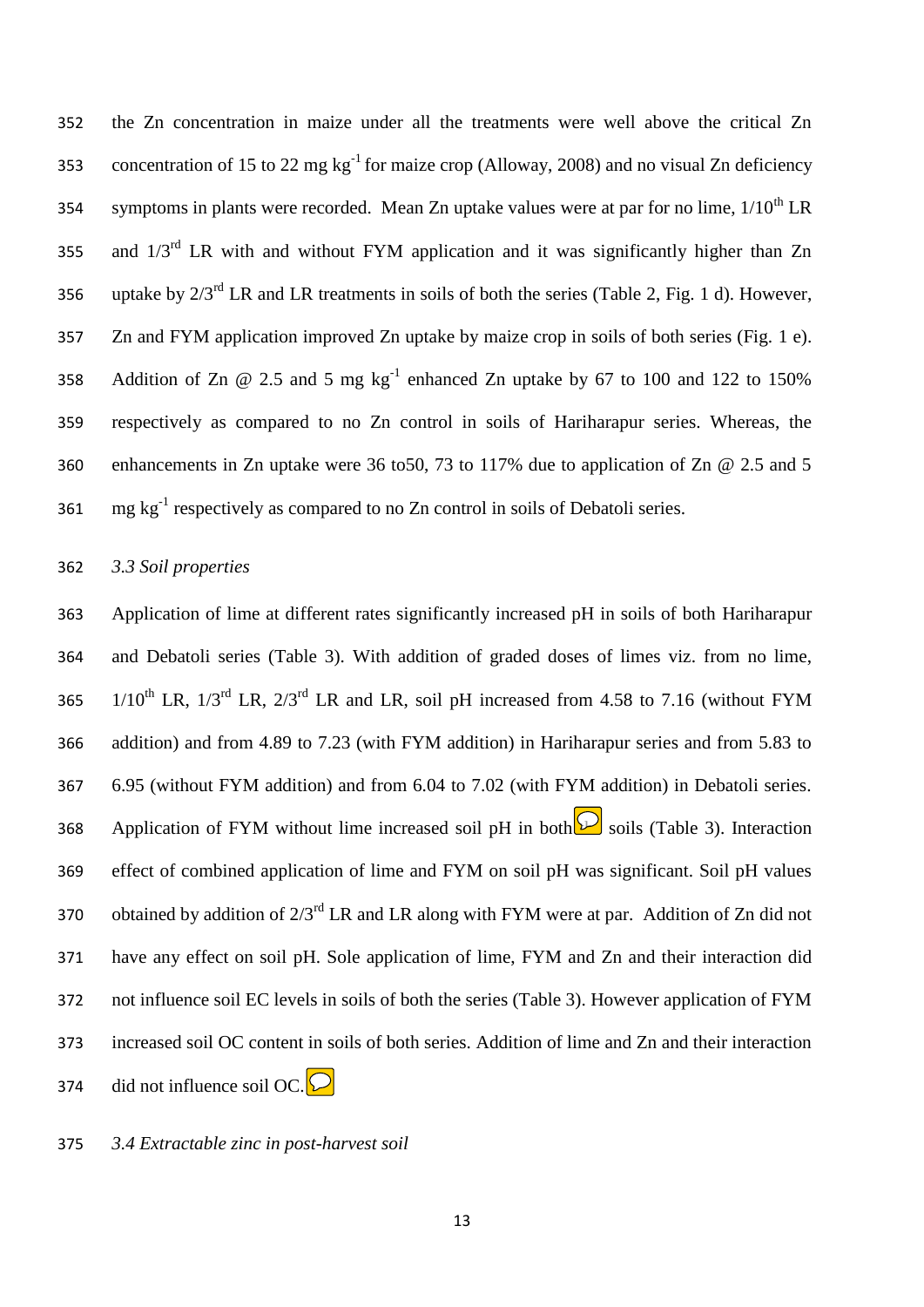the Zn concentration in maize under all the treatments were well above the critical Zn concentration of 15 to 22 mg $kg^{-1}$ for maize crop (Alloway, 2008) and no visual Zn deficiency symptoms in plants were recorded. Mean Zn uptake values were at par for no lime, $1/10^{th}$ LR and $1/3^{rd}$ LR with and without FYM application and it was significantly higher than Zn uptake by $2/3^{rd}$ LR and LR treatments in soils of both the series (Table 2, Fig. 1 d). However, Zn and FYM application improved Zn uptake by maize crop in soils of both series (Fig. 1 e). Addition of Zn @ 2.5 and 5 mg $kg^{-1}$ enhanced Zn uptake by 67 to 100 and 122 to 150% respectively as compared to no Zn control in soils of Hariharapur series. Whereas, the enhancements in Zn uptake were 36 to50, 73 to 117% due to application of Zn @ 2.5 and 5 mg $kg^{-1}$ respectively as compared to no Zn control in soils of Debatoli series.

*3.3 Soil properties*

Application of lime at different rates significantly increased pH in soils of both Hariharapur and Debatoli series (Table 3). With addition of graded doses of limes viz. from no lime, $1/10^{th}$ LR, $1/3^{rd}$ LR, $2/3^{rd}$ LR and LR, soil pH increased from 4.58 to 7.16 (without FYM addition) and from 4.89 to 7.23 (with FYM addition) in Hariharapur series and from 5.83 to 6.95 (without FYM addition) and from 6.04 to 7.02 (with FYM addition) in Debatoli series. Application of FYM without lime increased soil pH in both soils (Table 3). Interaction effect of combined application of lime and FYM on soil pH was significant. Soil pH values obtained by addition of $2/3^{rd}$ LR and LR along with FYM were at par. Addition of Zn did not have any effect on soil pH. Sole application of lime, FYM and Zn and their interaction did not influence soil EC levels in soils of both the series (Table 3). However application of FYM increased soil OC content in soils of both series. Addition of lime and Zn and their interaction did not influence soil OC.

*3.4 Extractable zinc in post-harvest soil*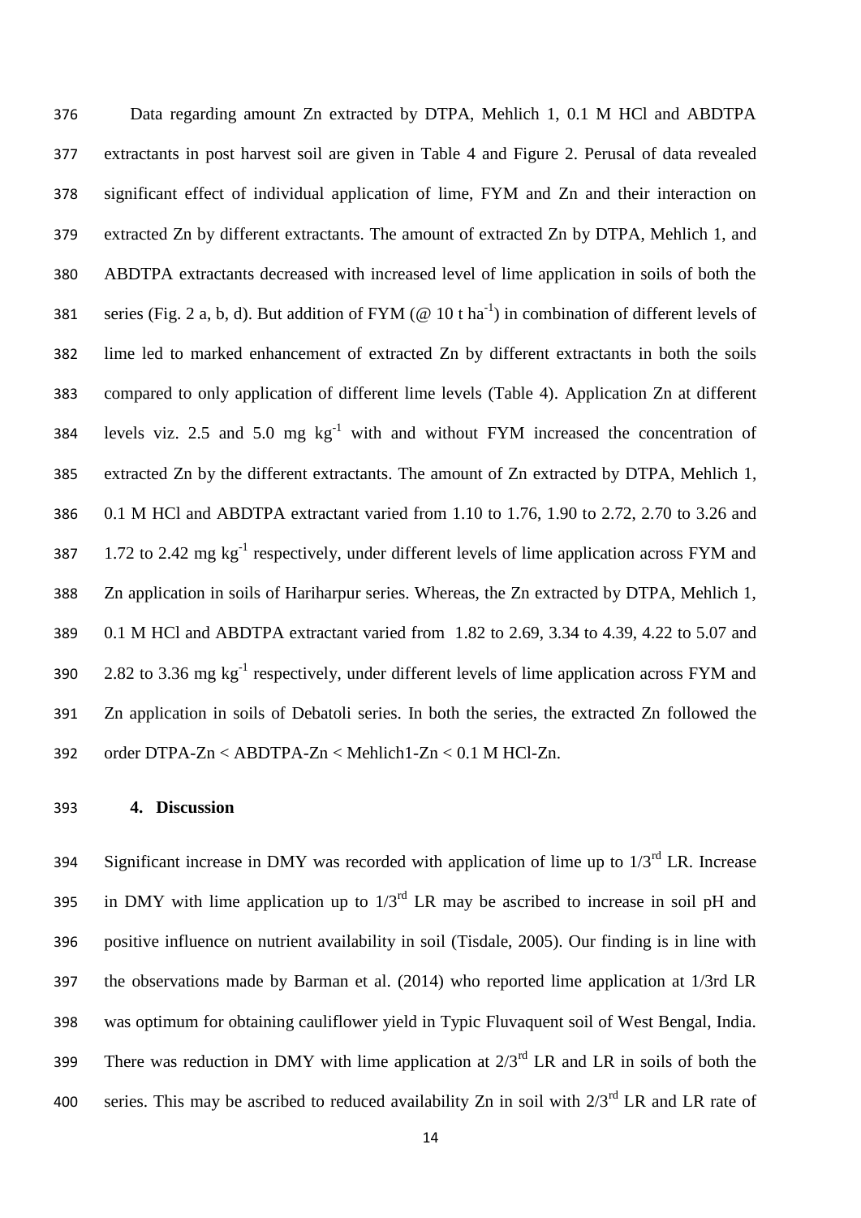Data regarding amount Zn extracted by DTPA, Mehlich 1, 0.1 M HCl and ABDTPA extractants in post harvest soil are given in Table 4 and Figure 2. Perusal of data revealed significant effect of individual application of lime, FYM and Zn and their interaction on extracted Zn by different extractants. The amount of extracted Zn by DTPA, Mehlich 1, and ABDTPA extractants decreased with increased level of lime application in soils of both the series (Fig. 2 a, b, d). But addition of FYM (@ 10 t $ha^{-1}$) in combination of different levels of lime led to marked enhancement of extracted Zn by different extractants in both the soils compared to only application of different lime levels (Table 4). Application Zn at different levels viz. 2.5 and 5.0 mg $kg^{-1}$ with and without FYM increased the concentration of extracted Zn by the different extractants. The amount of Zn extracted by DTPA, Mehlich 1, 0.1 M HCl and ABDTPA extractant varied from 1.10 to 1.76, 1.90 to 2.72, 2.70 to 3.26 and 1.72 to 2.42 mg $kg^{-1}$ respectively, under different levels of lime application across FYM and Zn application in soils of Hariharpur series. Whereas, the Zn extracted by DTPA, Mehlich 1, 0.1 M HCl and ABDTPA extractant varied from 1.82 to 2.69, 3.34 to 4.39, 4.22 to 5.07 and 2.82 to 3.36 mg $kg^{-1}$ respectively, under different levels of lime application across FYM and Zn application in soils of Debatoli series. In both the series, the extracted Zn followed the order DTPA-Zn < ABDTPA-Zn < Mehlich1-Zn < 0.1 M HCl-Zn.

## 4. Discussion

Significant increase in DMY was recorded with application of lime up to $1/3^{rd}$ LR. Increase in DMY with lime application up to $1/3^{rd}$ LR may be ascribed to increase in soil pH and positive influence on nutrient availability in soil (Tisdale, 2005). Our finding is in line with the observations made by Barman et al. (2014) who reported lime application at 1/3rd LR was optimum for obtaining cauliflower yield in Typic Fluvaquent soil of West Bengal, India. There was reduction in DMY with lime application at $2/3^{rd}$ LR and LR in soils of both the series. This may be ascribed to reduced availability Zn in soil with $2/3^{rd}$ LR and LR rate of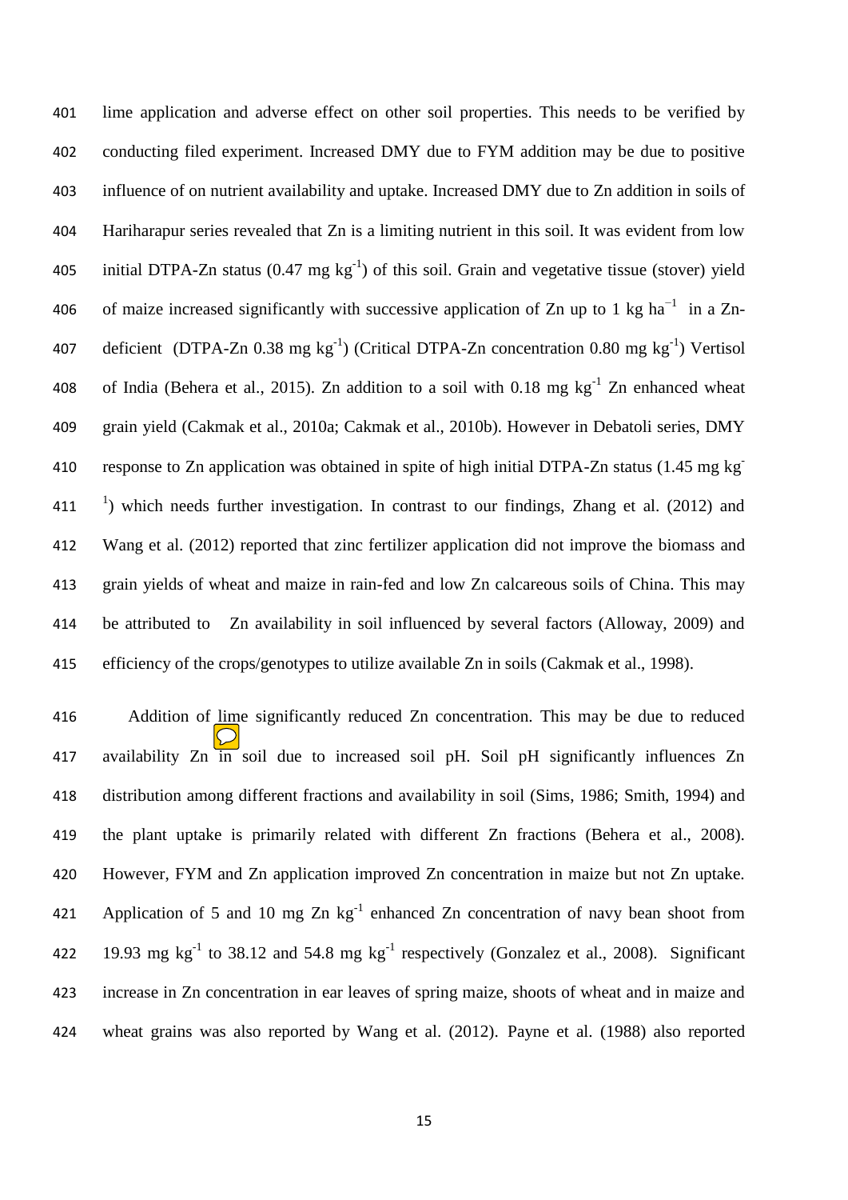lime application and adverse effect on other soil properties. This needs to be verified by conducting filed experiment. Increased DMY due to FYM addition may be due to positive influence of on nutrient availability and uptake. Increased DMY due to Zn addition in soils of Hariharapur series revealed that Zn is a limiting nutrient in this soil. It was evident from low initial DTPA-Zn status (0.47 mg $kg^{-1}$) of this soil. Grain and vegetative tissue (stover) yield of maize increased significantly with successive application of Zn up to 1 kg $ha^{-1}$ in a Zn-deficient (DTPA-Zn 0.38 mg $kg^{-1}$) (Critical DTPA-Zn concentration 0.80 mg $kg^{-1}$) Vertisol of India (Behera et al., 2015). Zn addition to a soil with 0.18 mg $kg^{-1}$ Zn enhanced wheat grain yield (Cakmak et al., 2010a; Cakmak et al., 2010b). However in Debatoli series, DMY response to Zn application was obtained in spite of high initial DTPA-Zn status (1.45 mg $kg^{-1}$) which needs further investigation. In contrast to our findings, Zhang et al. (2012) and Wang et al. (2012) reported that zinc fertilizer application did not improve the biomass and grain yields of wheat and maize in rain-fed and low Zn calcareous soils of China. This may be attributed to Zn availability in soil influenced by several factors (Alloway, 2009) and efficiency of the crops/genotypes to utilize available Zn in soils (Cakmak et al., 1998).

Addition of lime significantly reduced Zn concentration. This may be due to reduced availability Zn in soil due to increased soil pH. Soil pH significantly influences Zn distribution among different fractions and availability in soil (Sims, 1986; Smith, 1994) and the plant uptake is primarily related with different Zn fractions (Behera et al., 2008). However, FYM and Zn application improved Zn concentration in maize but not Zn uptake. Application of 5 and 10 mg Zn $kg^{-1}$ enhanced Zn concentration of navy bean shoot from 19.93 mg $kg^{-1}$ to 38.12 and 54.8 mg $kg^{-1}$ respectively (Gonzalez et al., 2008). Significant increase in Zn concentration in ear leaves of spring maize, shoots of wheat and in maize and wheat grains was also reported by Wang et al. (2012). Payne et al. (1988) also reported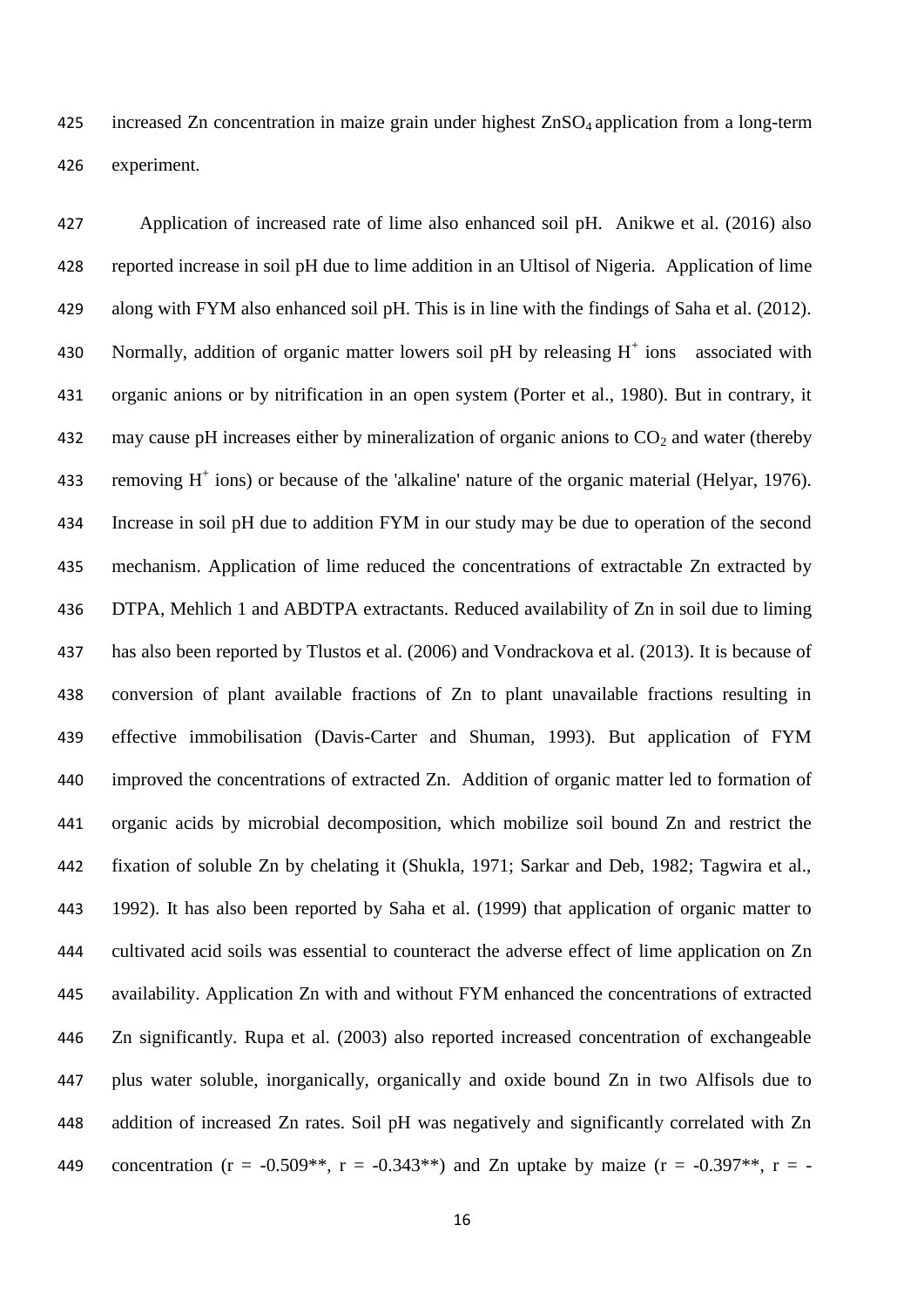increased Zn concentration in maize grain under highest $ZnSO_4$ application from a long-term experiment.

Application of increased rate of lime also enhanced soil pH. Anikwe et al. (2016) also reported increase in soil pH due to lime addition in an Ultisol of Nigeria. Application of lime along with FYM also enhanced soil pH. This is in line with the findings of Saha et al. (2012). Normally, addition of organic matter lowers soil pH by releasing $H^+$ ions associated with organic anions or by nitrification in an open system (Porter et al., 1980). But in contrary, it may cause pH increases either by mineralization of organic anions to $CO_2$ and water (thereby removing $H^+$ ions) or because of the 'alkaline' nature of the organic material (Helyar, 1976). Increase in soil pH due to addition FYM in our study may be due to operation of the second mechanism. Application of lime reduced the concentrations of extractable Zn extracted by DTPA, Mehlich 1 and ABDTPA extractants. Reduced availability of Zn in soil due to liming has also been reported by Tlustos et al. (2006) and Vondrackova et al. (2013). It is because of conversion of plant available fractions of Zn to plant unavailable fractions resulting in effective immobilisation (Davis-Carter and Shuman, 1993). But application of FYM improved the concentrations of extracted Zn. Addition of organic matter led to formation of organic acids by microbial decomposition, which mobilize soil bound Zn and restrict the fixation of soluble Zn by chelating it (Shukla, 1971; Sarkar and Deb, 1982; Tagwira et al., 1992). It has also been reported by Saha et al. (1999) that application of organic matter to cultivated acid soils was essential to counteract the adverse effect of lime application on Zn availability. Application Zn with and without FYM enhanced the concentrations of extracted Zn significantly. Rupa et al. (2003) also reported increased concentration of exchangeable plus water soluble, inorganically, organically and oxide bound Zn in two Alfisols due to addition of increased Zn rates. Soil pH was negatively and significantly correlated with Zn concentration ($r = -0.509^{**}$, $r = -0.343^{**}$) and Zn uptake by maize ($r = -0.397^{**}$, r = -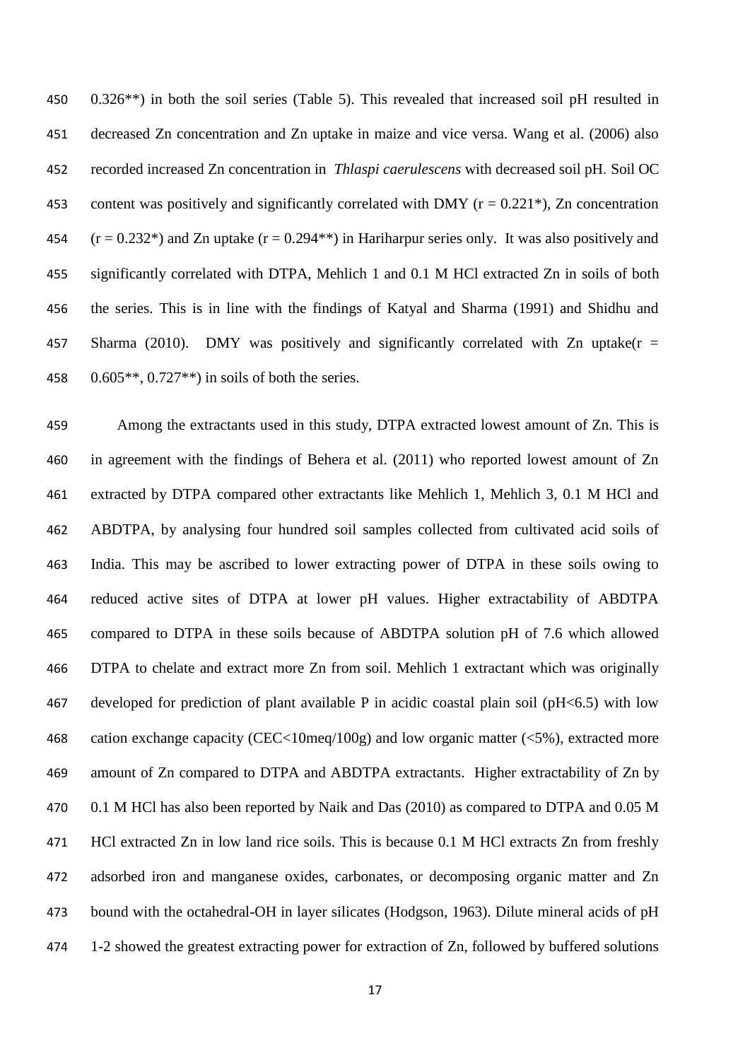0.326**) in both the soil series (Table 5). This revealed that increased soil pH resulted in decreased Zn concentration and Zn uptake in maize and vice versa. Wang et al. (2006) also recorded increased Zn concentration in *Thlaspi caerulescens* with decreased soil pH. Soil OC content was positively and significantly correlated with DMY (r = 0.221*), Zn concentration (r = 0.232*) and Zn uptake (r = 0.294**) in Hariharpur series only. It was also positively and significantly correlated with DTPA, Mehlich 1 and 0.1 M HCl extracted Zn in soils of both the series. This is in line with the findings of Katyal and Sharma (1991) and Shidhu and Sharma (2010). DMY was positively and significantly correlated with Zn uptake(r = 0.605**, 0.727**) in soils of both the series.

Among the extractants used in this study, DTPA extracted lowest amount of Zn. This is in agreement with the findings of Behera et al. (2011) who reported lowest amount of Zn extracted by DTPA compared other extractants like Mehlich 1, Mehlich 3, 0.1 M HCl and ABDTPA, by analysing four hundred soil samples collected from cultivated acid soils of India. This may be ascribed to lower extracting power of DTPA in these soils owing to reduced active sites of DTPA at lower pH values. Higher extractability of ABDTPA compared to DTPA in these soils because of ABDTPA solution pH of 7.6 which allowed DTPA to chelate and extract more Zn from soil. Mehlich 1 extractant which was originally developed for prediction of plant available P in acidic coastal plain soil (pH<6.5) with low cation exchange capacity (CEC<10meq/100g) and low organic matter (<5%), extracted more amount of Zn compared to DTPA and ABDTPA extractants. Higher extractability of Zn by 0.1 M HCl has also been reported by Naik and Das (2010) as compared to DTPA and 0.05 M HCl extracted Zn in low land rice soils. This is because 0.1 M HCl extracts Zn from freshly adsorbed iron and manganese oxides, carbonates, or decomposing organic matter and Zn bound with the octahedral-OH in layer silicates (Hodgson, 1963). Dilute mineral acids of pH 1-2 showed the greatest extracting power for extraction of Zn, followed by buffered solutions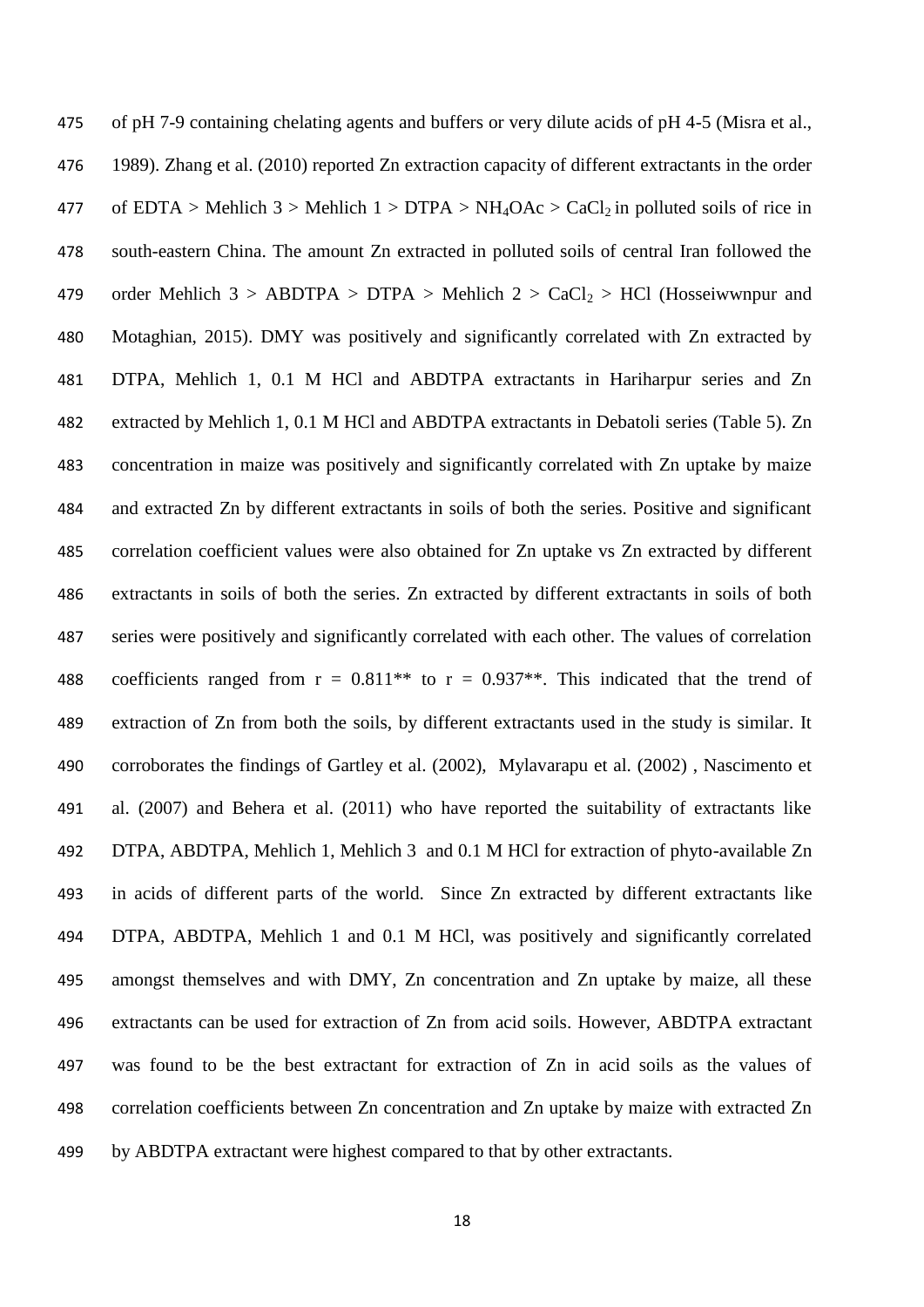of pH 7-9 containing chelating agents and buffers or very dilute acids of pH 4-5 (Misra et al., 1989). Zhang et al. (2010) reported Zn extraction capacity of different extractants in the order of EDTA > Mehlich 3 > Mehlich 1 > DTPA > $NH_4OAc$ > $CaCl_2$ in polluted soils of rice in south-eastern China. The amount Zn extracted in polluted soils of central Iran followed the order Mehlich 3 > ABDTPA > DTPA > Mehlich 2 > $CaCl_2$ > HCl (Hosseiwwnpur and Motaghian, 2015). DMY was positively and significantly correlated with Zn extracted by DTPA, Mehlich 1, 0.1 M HCl and ABDTPA extractants in Hariharpur series and Zn extracted by Mehlich 1, 0.1 M HCl and ABDTPA extractants in Debatoli series (Table 5). Zn concentration in maize was positively and significantly correlated with Zn uptake by maize and extracted Zn by different extractants in soils of both the series. Positive and significant correlation coefficient values were also obtained for Zn uptake vs Zn extracted by different extractants in soils of both the series. Zn extracted by different extractants in soils of both series were positively and significantly correlated with each other. The values of correlation coefficients ranged from $r = 0.811^{**}$ to $r = 0.937^{**}$. This indicated that the trend of extraction of Zn from both the soils, by different extractants used in the study is similar. It corroborates the findings of Gartley et al. (2002), Mylavarapu et al. (2002) , Nascimento et al. (2007) and Behera et al. (2011) who have reported the suitability of extractants like DTPA, ABDTPA, Mehlich 1, Mehlich 3 and 0.1 M HCl for extraction of phyto-available Zn in acids of different parts of the world. Since Zn extracted by different extractants like DTPA, ABDTPA, Mehlich 1 and 0.1 M HCl, was positively and significantly correlated amongst themselves and with DMY, Zn concentration and Zn uptake by maize, all these extractants can be used for extraction of Zn from acid soils. However, ABDTPA extractant was found to be the best extractant for extraction of Zn in acid soils as the values of correlation coefficients between Zn concentration and Zn uptake by maize with extracted Zn by ABDTPA extractant were highest compared to that by other extractants.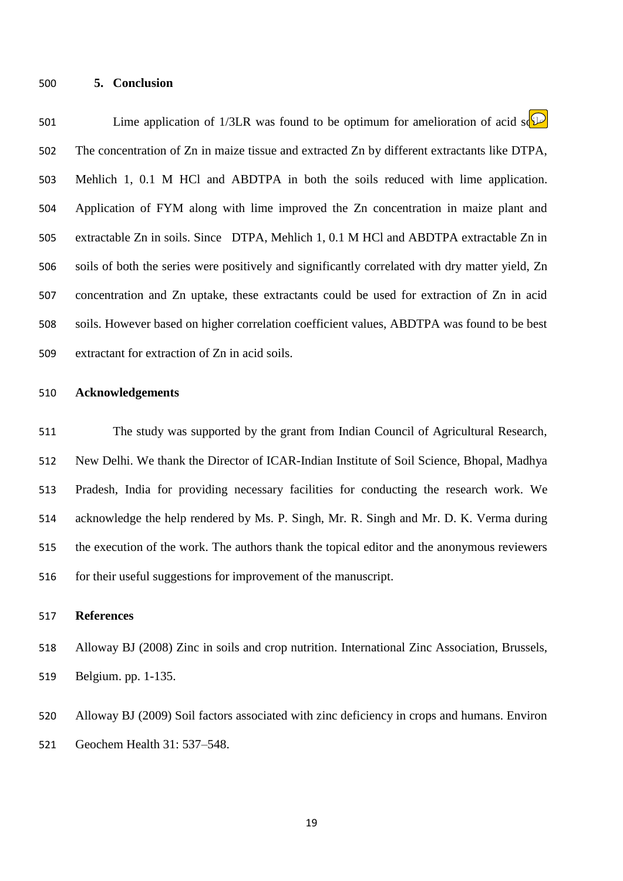## 5. Conclusion

Lime application of 1/3LR was found to be optimum for amelioration of acid soils. The concentration of Zn in maize tissue and extracted Zn by different extractants like DTPA, Mehlich 1, 0.1 M HCl and ABDTPA in both the soils reduced with lime application. Application of FYM along with lime improved the Zn concentration in maize plant and extractable Zn in soils. Since DTPA, Mehlich 1, 0.1 M HCl and ABDTPA extractable Zn in soils of both the series were positively and significantly correlated with dry matter yield, Zn concentration and Zn uptake, these extractants could be used for extraction of Zn in acid soils. However based on higher correlation coefficient values, ABDTPA was found to be best extractant for extraction of Zn in acid soils.

## Acknowledgements

The study was supported by the grant from Indian Council of Agricultural Research, New Delhi. We thank the Director of ICAR-Indian Institute of Soil Science, Bhopal, Madhya Pradesh, India for providing necessary facilities for conducting the research work. We acknowledge the help rendered by Ms. P. Singh, Mr. R. Singh and Mr. D. K. Verma during the execution of the work. The authors thank the topical editor and the anonymous reviewers for their useful suggestions for improvement of the manuscript.

## References

Alloway BJ (2008) Zinc in soils and crop nutrition. International Zinc Association, Brussels, Belgium. pp. 1-135.

Alloway BJ (2009) Soil factors associated with zinc deficiency in crops and humans. Environ Geochem Health 31: 537–548.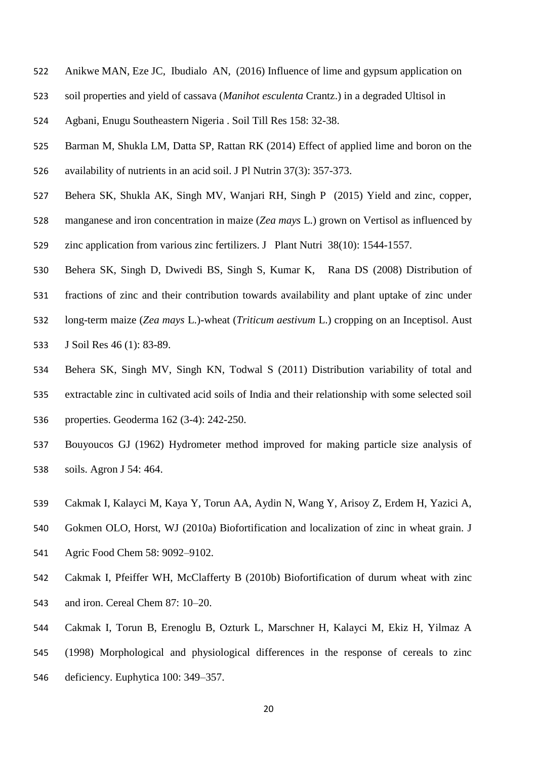Anikwe MAN, Eze JC, Ibudialo AN, (2016) Influence of lime and gypsum application on soil properties and yield of cassava (*Manihot esculenta* Crantz.) in a degraded Ultisol in Agbani, Enugu Southeastern Nigeria . Soil Till Res 158: 32-38.

Barman M, Shukla LM, Datta SP, Rattan RK (2014) Effect of applied lime and boron on the availability of nutrients in an acid soil. J Pl Nutrin 37(3): 357-373.

Behera SK, Shukla AK, Singh MV, Wanjari RH, Singh P (2015) Yield and zinc, copper, manganese and iron concentration in maize (*Zea mays* L.) grown on Vertisol as influenced by zinc application from various zinc fertilizers. J Plant Nutri 38(10): 1544-1557.

Behera SK, Singh D, Dwivedi BS, Singh S, Kumar K, Rana DS (2008) Distribution of fractions of zinc and their contribution towards availability and plant uptake of zinc under long-term maize (*Zea mays* L.)-wheat (*Triticum aestivum* L.) cropping on an Inceptisol. Aust J Soil Res 46 (1): 83-89.

Behera SK, Singh MV, Singh KN, Todwal S (2011) Distribution variability of total and extractable zinc in cultivated acid soils of India and their relationship with some selected soil properties. Geoderma 162 (3-4): 242-250.

Bouyoucos GJ (1962) Hydrometer method improved for making particle size analysis of soils. Agron J 54: 464.

Cakmak I, Kalayci M, Kaya Y, Torun AA, Aydin N, Wang Y, Arisoy Z, Erdem H, Yazici A, Gokmen OLO, Horst, WJ (2010a) Biofortification and localization of zinc in wheat grain. J Agric Food Chem 58: 9092–9102.

Cakmak I, Pfeiffer WH, McClafferty B (2010b) Biofortification of durum wheat with zinc and iron. Cereal Chem 87: 10–20.

Cakmak I, Torun B, Erenoglu B, Ozturk L, Marschner H, Kalayci M, Ekiz H, Yilmaz A (1998) Morphological and physiological differences in the response of cereals to zinc deficiency. Euphytica 100: 349–357.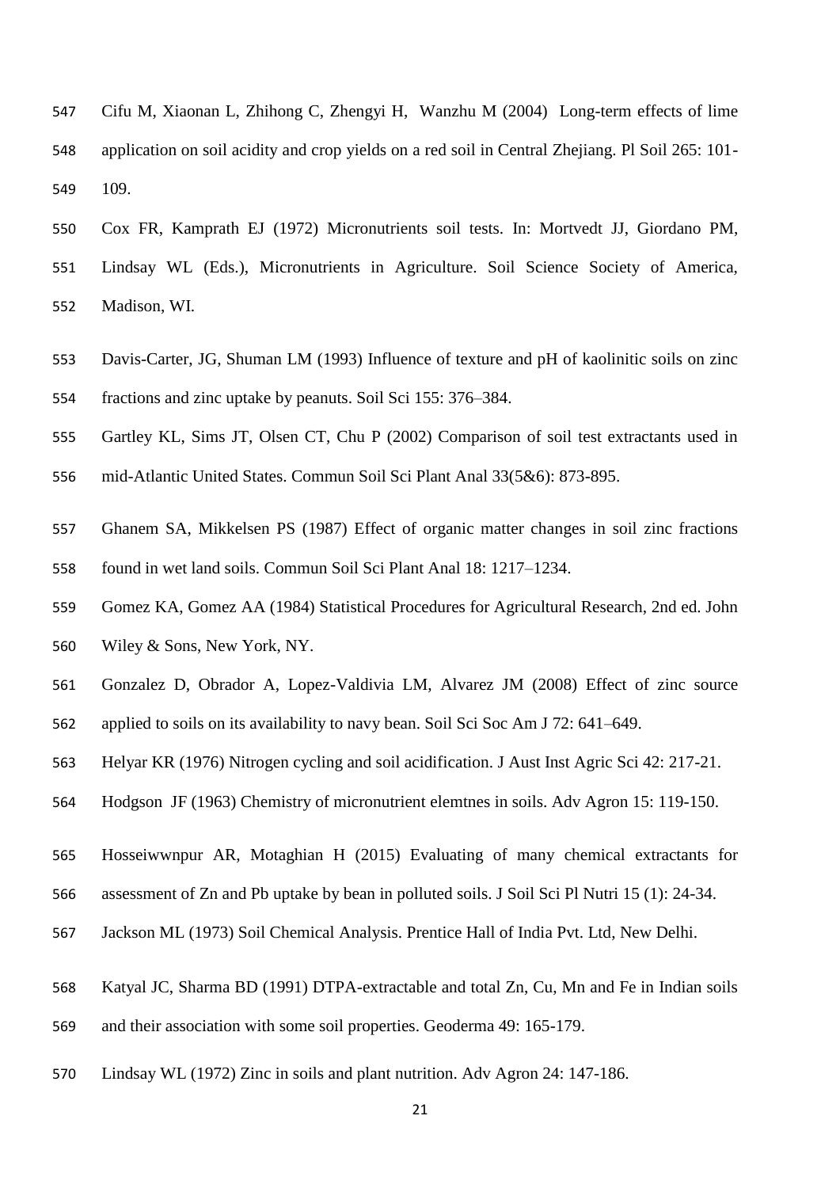Cifu M, Xiaonan L, Zhihong C, Zhengyi H, Wanzhu M (2004) Long-term effects of lime application on soil acidity and crop yields on a red soil in Central Zhejiang. Pl Soil 265: 101-109.

Cox FR, Kamprath EJ (1972) Micronutrients soil tests. In: Mortvedt JJ, Giordano PM, Lindsay WL (Eds.), Micronutrients in Agriculture. Soil Science Society of America, Madison, WI.

Davis-Carter, JG, Shuman LM (1993) Influence of texture and pH of kaolinitic soils on zinc fractions and zinc uptake by peanuts. Soil Sci 155: 376–384.

Gartley KL, Sims JT, Olsen CT, Chu P (2002) Comparison of soil test extractants used in mid-Atlantic United States. Commun Soil Sci Plant Anal 33(5&6): 873-895.

Ghanem SA, Mikkelsen PS (1987) Effect of organic matter changes in soil zinc fractions found in wet land soils. Commun Soil Sci Plant Anal 18: 1217–1234.

Gomez KA, Gomez AA (1984) Statistical Procedures for Agricultural Research, 2nd ed. John Wiley & Sons, New York, NY.

Gonzalez D, Obrador A, Lopez-Valdivia LM, Alvarez JM (2008) Effect of zinc source applied to soils on its availability to navy bean. Soil Sci Soc Am J 72: 641–649.

Helyar KR (1976) Nitrogen cycling and soil acidification. J Aust Inst Agric Sci 42: 217-21.

Hodgson JF (1963) Chemistry of micronutrient elemtnes in soils. Adv Agron 15: 119-150.

Hosseiwwnpur AR, Motaghian H (2015) Evaluating of many chemical extractants for assessment of Zn and Pb uptake by bean in polluted soils. J Soil Sci Pl Nutri 15 (1): 24-34.

Jackson ML (1973) Soil Chemical Analysis. Prentice Hall of India Pvt. Ltd, New Delhi.

Katyal JC, Sharma BD (1991) DTPA-extractable and total Zn, Cu, Mn and Fe in Indian soils and their association with some soil properties. Geoderma 49: 165-179.

Lindsay WL (1972) Zinc in soils and plant nutrition. Adv Agron 24: 147-186.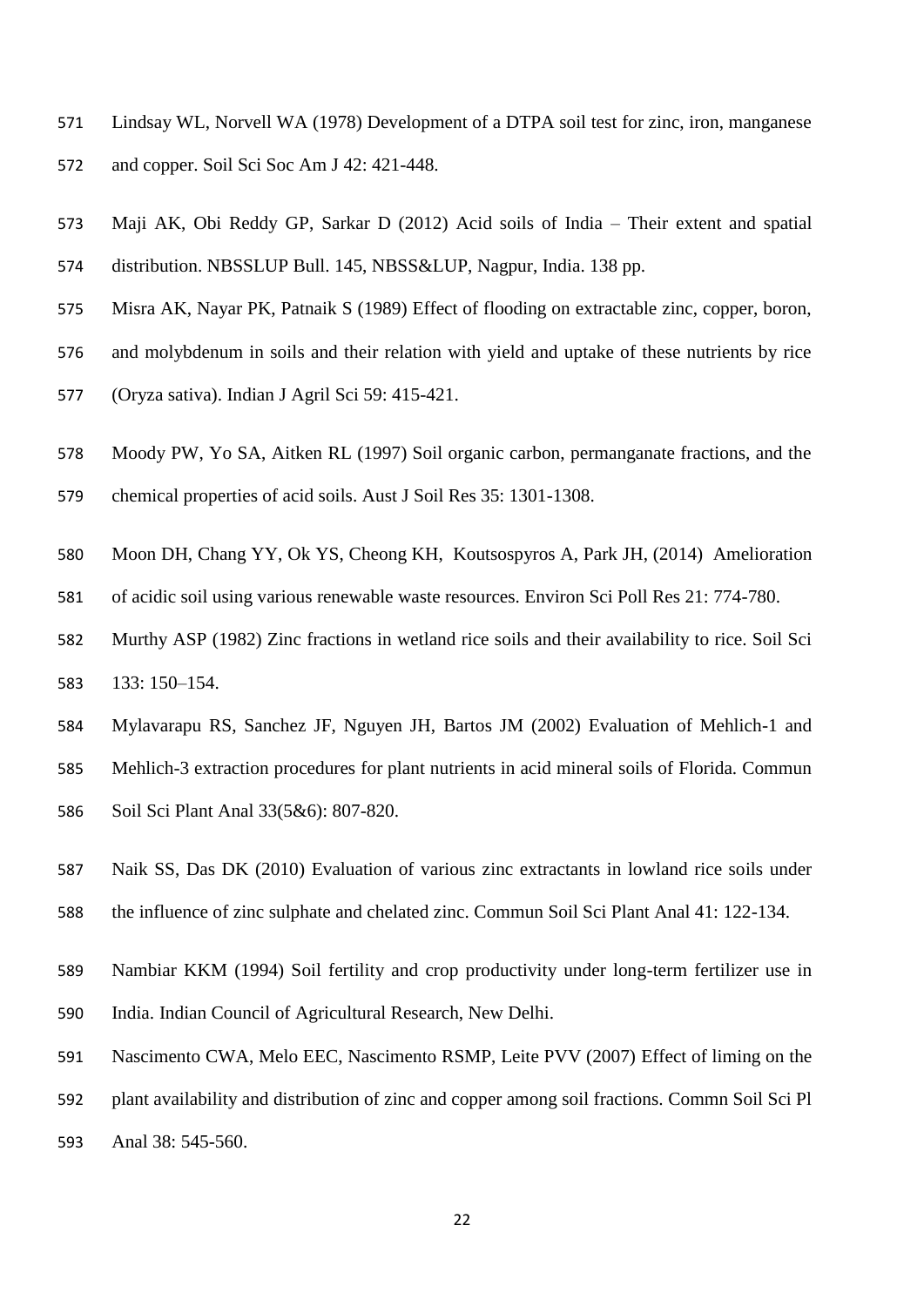Lindsay WL, Norvell WA (1978) Development of a DTPA soil test for zinc, iron, manganese and copper. Soil Sci Soc Am J 42: 421-448.

Maji AK, Obi Reddy GP, Sarkar D (2012) Acid soils of India – Their extent and spatial distribution. NBSSLUP Bull. 145, NBSS&LUP, Nagpur, India. 138 pp.

Misra AK, Nayar PK, Patnaik S (1989) Effect of flooding on extractable zinc, copper, boron, and molybdenum in soils and their relation with yield and uptake of these nutrients by rice (Oryza sativa). Indian J Agril Sci 59: 415-421.

Moody PW, Yo SA, Aitken RL (1997) Soil organic carbon, permanganate fractions, and the chemical properties of acid soils. Aust J Soil Res 35: 1301-1308.

Moon DH, Chang YY, Ok YS, Cheong KH, Koutsospyros A, Park JH, (2014) Amelioration of acidic soil using various renewable waste resources. Environ Sci Poll Res 21: 774-780.

Murthy ASP (1982) Zinc fractions in wetland rice soils and their availability to rice. Soil Sci 133: 150–154.

Mylavarapu RS, Sanchez JF, Nguyen JH, Bartos JM (2002) Evaluation of Mehlich-1 and Mehlich-3 extraction procedures for plant nutrients in acid mineral soils of Florida. Commun Soil Sci Plant Anal 33(5&6): 807-820.

Naik SS, Das DK (2010) Evaluation of various zinc extractants in lowland rice soils under the influence of zinc sulphate and chelated zinc. Commun Soil Sci Plant Anal 41: 122-134.

Nambiar KKM (1994) Soil fertility and crop productivity under long-term fertilizer use in India. Indian Council of Agricultural Research, New Delhi.

Nascimento CWA, Melo EEC, Nascimento RSMP, Leite PVV (2007) Effect of liming on the plant availability and distribution of zinc and copper among soil fractions. Commn Soil Sci Pl Anal 38: 545-560.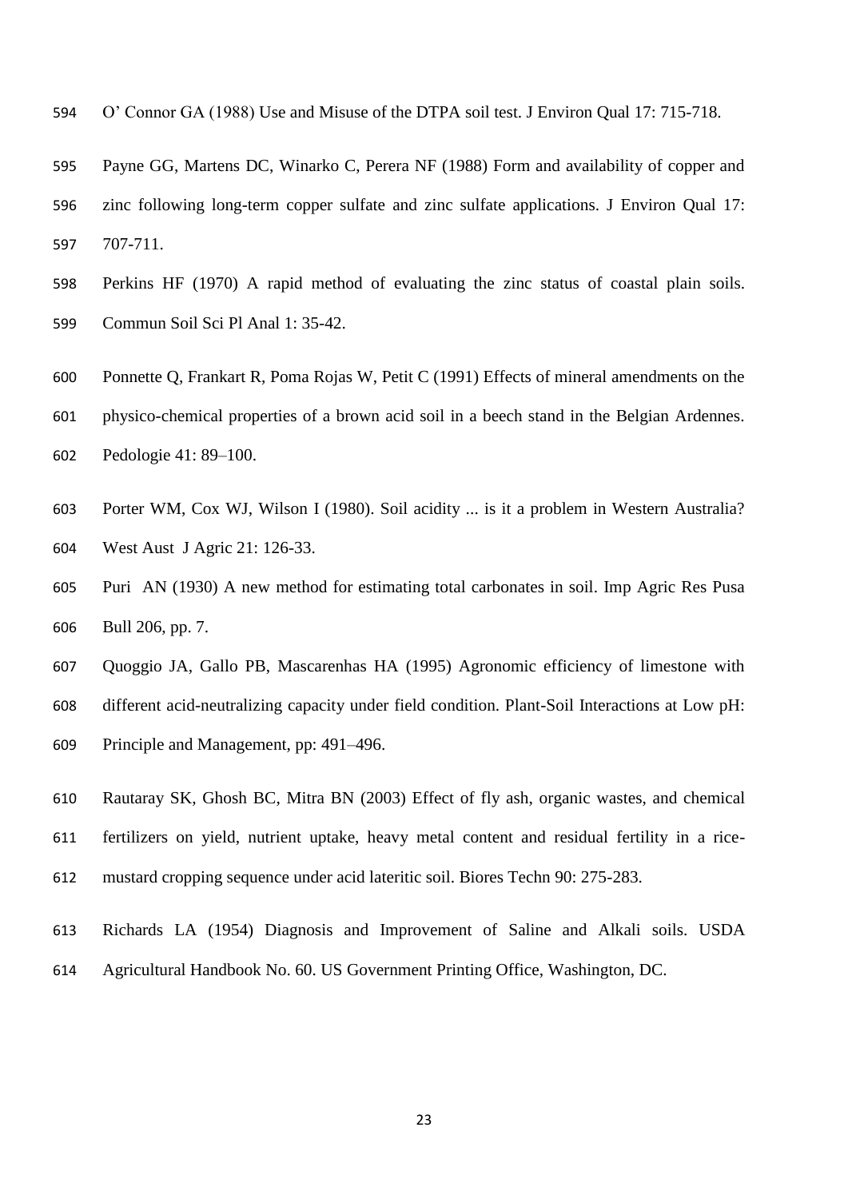O' Connor GA (1988) Use and Misuse of the DTPA soil test. J Environ Qual 17: 715-718.

Payne GG, Martens DC, Winarko C, Perera NF (1988) Form and availability of copper and zinc following long-term copper sulfate and zinc sulfate applications. J Environ Qual 17: 707-711.

Perkins HF (1970) A rapid method of evaluating the zinc status of coastal plain soils. Commun Soil Sci Pl Anal 1: 35-42.

Ponnette Q, Frankart R, Poma Rojas W, Petit C (1991) Effects of mineral amendments on the physico-chemical properties of a brown acid soil in a beech stand in the Belgian Ardennes. Pedologie 41: 89–100.

Porter WM, Cox WJ, Wilson I (1980). Soil acidity ... is it a problem in Western Australia? West Aust J Agric 21: 126-33.

Puri AN (1930) A new method for estimating total carbonates in soil. Imp Agric Res Pusa Bull 206, pp. 7.

Quoggio JA, Gallo PB, Mascarenhas HA (1995) Agronomic efficiency of limestone with different acid-neutralizing capacity under field condition. Plant-Soil Interactions at Low pH: Principle and Management, pp: 491–496.

Rautaray SK, Ghosh BC, Mitra BN (2003) Effect of fly ash, organic wastes, and chemical fertilizers on yield, nutrient uptake, heavy metal content and residual fertility in a rice-mustard cropping sequence under acid lateritic soil. Biores Techn 90: 275-283.

Richards LA (1954) Diagnosis and Improvement of Saline and Alkali soils. USDA Agricultural Handbook No. 60. US Government Printing Office, Washington, DC.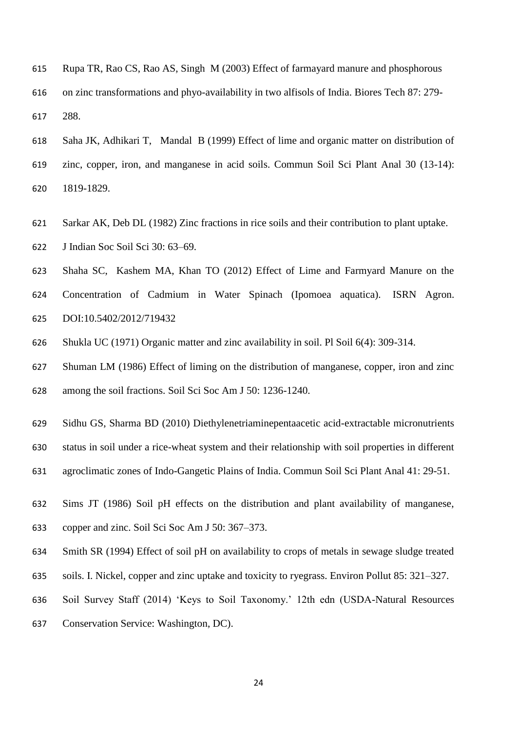Rupa TR, Rao CS, Rao AS, Singh M (2003) Effect of farmayard manure and phosphorous on zinc transformations and phyo-availability in two alfisols of India. Biores Tech 87: 279-288.

Saha JK, Adhikari T, Mandal B (1999) Effect of lime and organic matter on distribution of zinc, copper, iron, and manganese in acid soils. Commun Soil Sci Plant Anal 30 (13-14): 1819-1829.

Sarkar AK, Deb DL (1982) Zinc fractions in rice soils and their contribution to plant uptake. J Indian Soc Soil Sci 30: 63–69.

Shaha SC, Kashem MA, Khan TO (2012) Effect of Lime and Farmyard Manure on the Concentration of Cadmium in Water Spinach (Ipomoea aquatica). ISRN Agron. DOI:10.5402/2012/719432

Shukla UC (1971) Organic matter and zinc availability in soil. Pl Soil 6(4): 309-314.

Shuman LM (1986) Effect of liming on the distribution of manganese, copper, iron and zinc among the soil fractions. Soil Sci Soc Am J 50: 1236-1240.

Sidhu GS, Sharma BD (2010) Diethylenetriaminepentaacetic acid-extractable micronutrients status in soil under a rice-wheat system and their relationship with soil properties in different agroclimatic zones of Indo-Gangetic Plains of India. Commun Soil Sci Plant Anal 41: 29-51.

Sims JT (1986) Soil pH effects on the distribution and plant availability of manganese, copper and zinc. Soil Sci Soc Am J 50: 367–373.

Smith SR (1994) Effect of soil pH on availability to crops of metals in sewage sludge treated soils. I. Nickel, copper and zinc uptake and toxicity to ryegrass. Environ Pollut 85: 321–327.

Soil Survey Staff (2014) 'Keys to Soil Taxonomy.' 12th edn (USDA-Natural Resources Conservation Service: Washington, DC).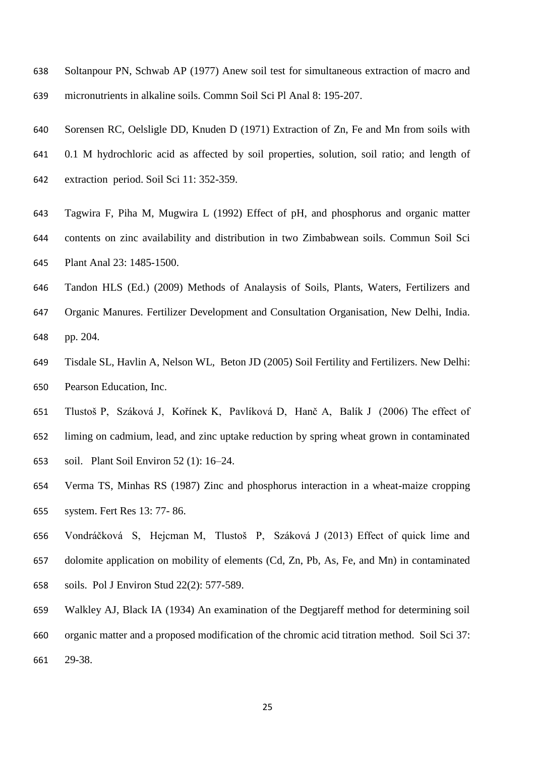Soltanpour PN, Schwab AP (1977) Anew soil test for simultaneous extraction of macro and micronutrients in alkaline soils. Commn Soil Sci Pl Anal 8: 195-207.

Sorensen RC, Oelsligle DD, Knuden D (1971) Extraction of Zn, Fe and Mn from soils with 0.1 M hydrochloric acid as affected by soil properties, solution, soil ratio; and length of extraction period. Soil Sci 11: 352-359.

Tagwira F, Piha M, Mugwira L (1992) Effect of pH, and phosphorus and organic matter contents on zinc availability and distribution in two Zimbabwean soils. Commun Soil Sci Plant Anal 23: 1485-1500.

Tandon HLS (Ed.) (2009) Methods of Analaysis of Soils, Plants, Waters, Fertilizers and Organic Manures. Fertilizer Development and Consultation Organisation, New Delhi, India. pp. 204.

Tisdale SL, Havlin A, Nelson WL, Beton JD (2005) Soil Fertility and Fertilizers. New Delhi: Pearson Education, Inc.

Tlustoš P, Száková J, Kořínek K, Pavlíková D, Hanč A, Balík J (2006) The effect of liming on cadmium, lead, and zinc uptake reduction by spring wheat grown in contaminated soil. Plant Soil Environ 52 (1): 16–24.

Verma TS, Minhas RS (1987) Zinc and phosphorus interaction in a wheat-maize cropping system. Fert Res 13: 77- 86.

Vondráčková S, Hejcman M, Tlustoš P, Száková J (2013) Effect of quick lime and dolomite application on mobility of elements (Cd, Zn, Pb, As, Fe, and Mn) in contaminated soils. Pol J Environ Stud 22(2): 577-589.

Walkley AJ, Black IA (1934) An examination of the Degtjareff method for determining soil organic matter and a proposed modification of the chromic acid titration method. Soil Sci 37: 29-38.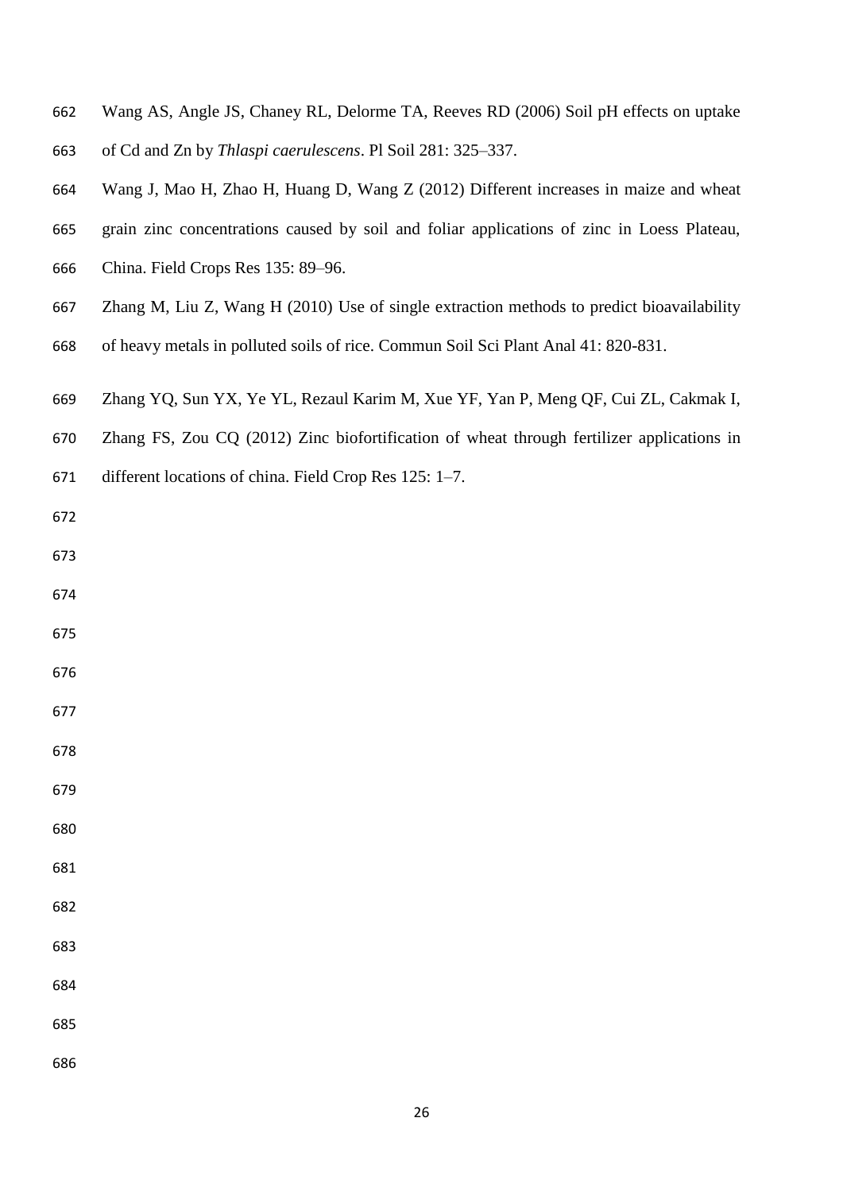Wang AS, Angle JS, Chaney RL, Delorme TA, Reeves RD (2006) Soil pH effects on uptake of Cd and Zn by *Thlaspi caerulescens*. Pl Soil 281: 325–337.

Wang J, Mao H, Zhao H, Huang D, Wang Z (2012) Different increases in maize and wheat grain zinc concentrations caused by soil and foliar applications of zinc in Loess Plateau, China. Field Crops Res 135: 89–96.

Zhang M, Liu Z, Wang H (2010) Use of single extraction methods to predict bioavailability of heavy metals in polluted soils of rice. Commun Soil Sci Plant Anal 41: 820-831.

Zhang YQ, Sun YX, Ye YL, Rezaul Karim M, Xue YF, Yan P, Meng QF, Cui ZL, Cakmak I, Zhang FS, Zou CQ (2012) Zinc biofortification of wheat through fertilizer applications in different locations of china. Field Crop Res 125: 1–7.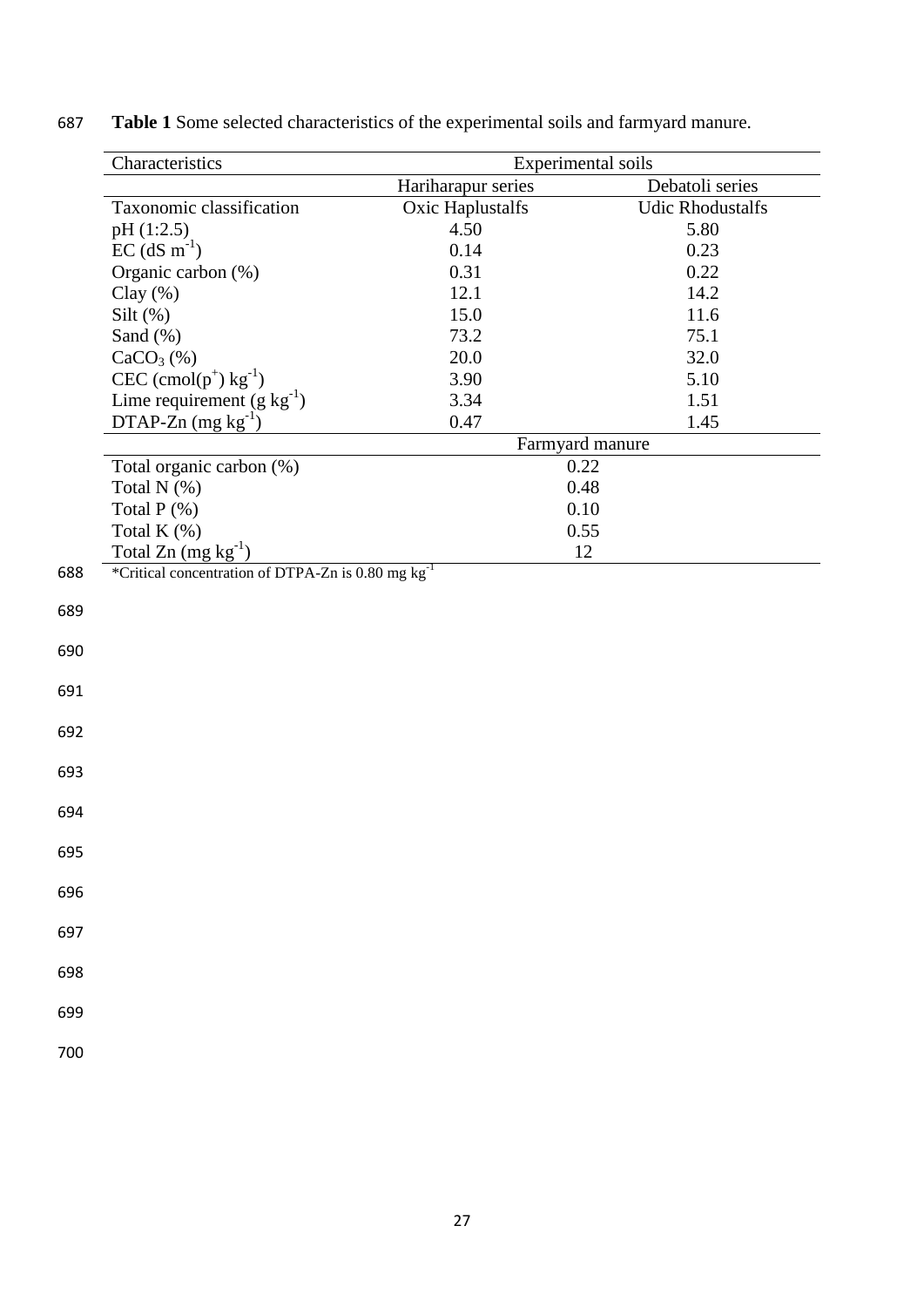**Table 1** Some selected characteristics of the experimental soils and farmyard manure.

| Characteristics | Experimental soils | |
|---|---|---|
| | Hariharapur series | Debatoli series |
| Taxonomic classification | Oxic Haplustalfs | Udic Rhodustalfs |
| pH (1:2.5) | 4.50 | 5.80 |
| EC (dS $m^{-1}$) | 0.14 | 0.23 |
| Organic carbon (%) | 0.31 | 0.22 |
| Clay (%) | 12.1 | 14.2 |
| Silt (%) | 15.0 | 11.6 |
| Sand (%) | 73.2 | 75.1 |
| $CaCO_3$ (%) | 20.0 | 32.0 |
| CEC (cmol($p^+$) $kg^{-1}$) | 3.90 | 5.10 |
| Lime requirement (g $kg^{-1}$) | 3.34 | 1.51 |
| DTAP-Zn (mg $kg^{-1}$) | 0.47 | 1.45 |
| | Farmyard manure | |
| Total organic carbon (%) | 0.22 | |
| Total N (%) | 0.48 | |
| Total P (%) | 0.10 | |
| Total K (%) | 0.55 | |
| Total Zn (mg $kg^{-1}$) | 12 | |

*Critical concentration of DTPA-Zn is 0.80 mg $kg^{-1}$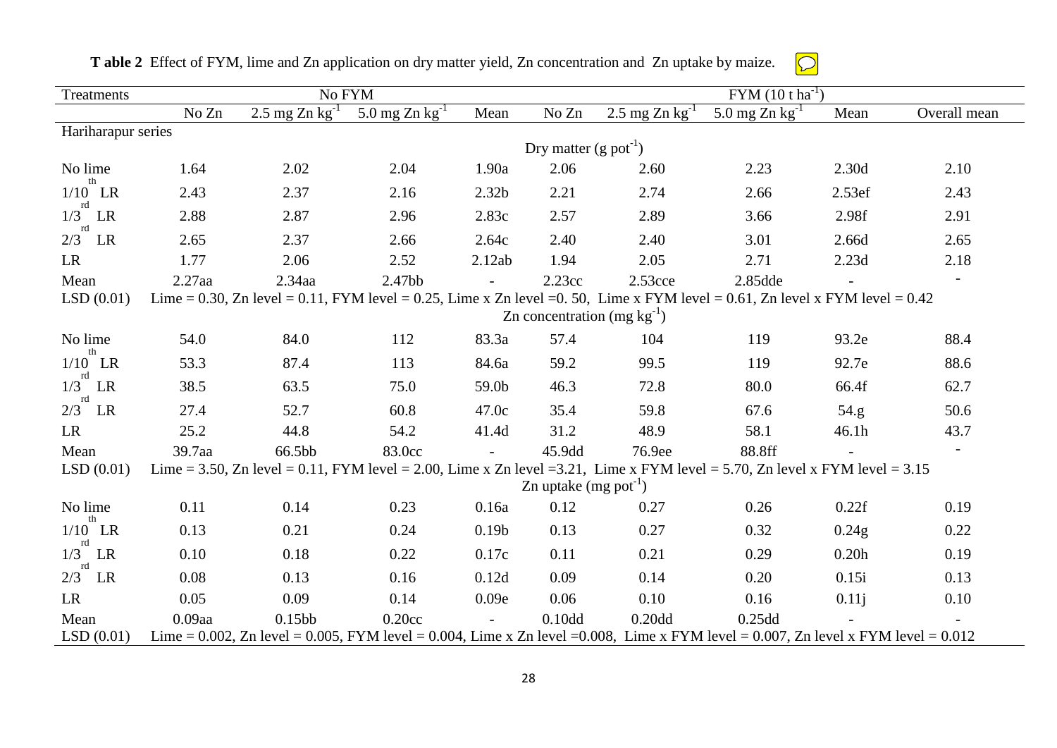**Table 2** Effect of FYM, lime and Zn application on dry matter yield, Zn concentration and Zn uptake by maize.

| Treatments | No FYM | | | | FYM (10 t $ha^{-1}$) | | | | |
|---|---|---|---|---|---|---|---|---|---|
| | No Zn | 2.5 mg Zn $kg^{-1}$ | 5.0 mg Zn $kg^{-1}$ | Mean | No Zn | 2.5 mg Zn $kg^{-1}$ | 5.0 mg Zn $kg^{-1}$ | Mean | Overall mean |
| Hariharapur series | | | | | | | | | |
| | | | | | Dry matter (g $pot^{-1}$) | | | | |
| No lime | 1.64 | 2.02 | 2.04 | 1.90a | 2.06 | 2.60 | 2.23 | 2.30d | 2.10 |
| $1/10^{th}$ LR | 2.43 | 2.37 | 2.16 | 2.32b | 2.21 | 2.74 | 2.66 | 2.53ef | 2.43 |
| $1/3^{rd}$ LR | 2.88 | 2.87 | 2.96 | 2.83c | 2.57 | 2.89 | 3.66 | 2.98f | 2.91 |
| $2/3^{rd}$ LR | 2.65 | 2.37 | 2.66 | 2.64c | 2.40 | 2.40 | 3.01 | 2.66d | 2.65 |
| LR | 1.77 | 2.06 | 2.52 | 2.12ab | 1.94 | 2.05 | 2.71 | 2.23d | 2.18 |
| Mean | 2.27aa | 2.34aa | 2.47bb | - | 2.23cc | 2.53cce | 2.85dde | - | - |
| LSD (0.01) | Lime = 0.30, Zn level = 0.11, FYM level = 0.25, Lime x Zn level =0. 50, Lime x FYM level = 0.61, Zn level x FYM level = 0.42 | | | | | | | | |
| | | | | | Zn concentration (mg $kg^{-1}$) | | | | |
| No lime | 54.0 | 84.0 | 112 | 83.3a | 57.4 | 104 | 119 | 93.2e | 88.4 |
| $1/10^{th}$ LR | 53.3 | 87.4 | 113 | 84.6a | 59.2 | 99.5 | 119 | 92.7e | 88.6 |
| $1/3^{rd}$ LR | 38.5 | 63.5 | 75.0 | 59.0b | 46.3 | 72.8 | 80.0 | 66.4f | 62.7 |
| $2/3^{rd}$ LR | 27.4 | 52.7 | 60.8 | 47.0c | 35.4 | 59.8 | 67.6 | 54.g | 50.6 |
| LR | 25.2 | 44.8 | 54.2 | 41.4d | 31.2 | 48.9 | 58.1 | 46.1h | 43.7 |
| Mean | 39.7aa | 66.5bb | 83.0cc | - | 45.9dd | 76.9ee | 88.8ff | - | - |
| LSD (0.01) | Lime = 3.50, Zn level = 0.11, FYM level = 2.00, Lime x Zn level =3.21, Lime x FYM level = 5.70, Zn level x FYM level = 3.15 | | | | | | | | |
| | | | | | Zn uptake (mg $pot^{-1}$) | | | | |
| No lime | 0.11 | 0.14 | 0.23 | 0.16a | 0.12 | 0.27 | 0.26 | 0.22f | 0.19 |
| $1/10^{th}$ LR | 0.13 | 0.21 | 0.24 | 0.19b | 0.13 | 0.27 | 0.32 | 0.24g | 0.22 |
| $1/3^{rd}$ LR | 0.10 | 0.18 | 0.22 | 0.17c | 0.11 | 0.21 | 0.29 | 0.20h | 0.19 |
| $2/3^{rd}$ LR | 0.08 | 0.13 | 0.16 | 0.12d | 0.09 | 0.14 | 0.20 | 0.15i | 0.13 |
| LR | 0.05 | 0.09 | 0.14 | 0.09e | 0.06 | 0.10 | 0.16 | 0.11j | 0.10 |
| Mean | 0.09aa | 0.15bb | 0.20cc | - | 0.10dd | 0.20dd | 0.25dd | - | - |
| LSD (0.01) | Lime = 0.002, Zn level = 0.005, FYM level = 0.004, Lime x Zn level =0.008, Lime x FYM level = 0.007, Zn level x FYM level = 0.012 | | | | | | | | |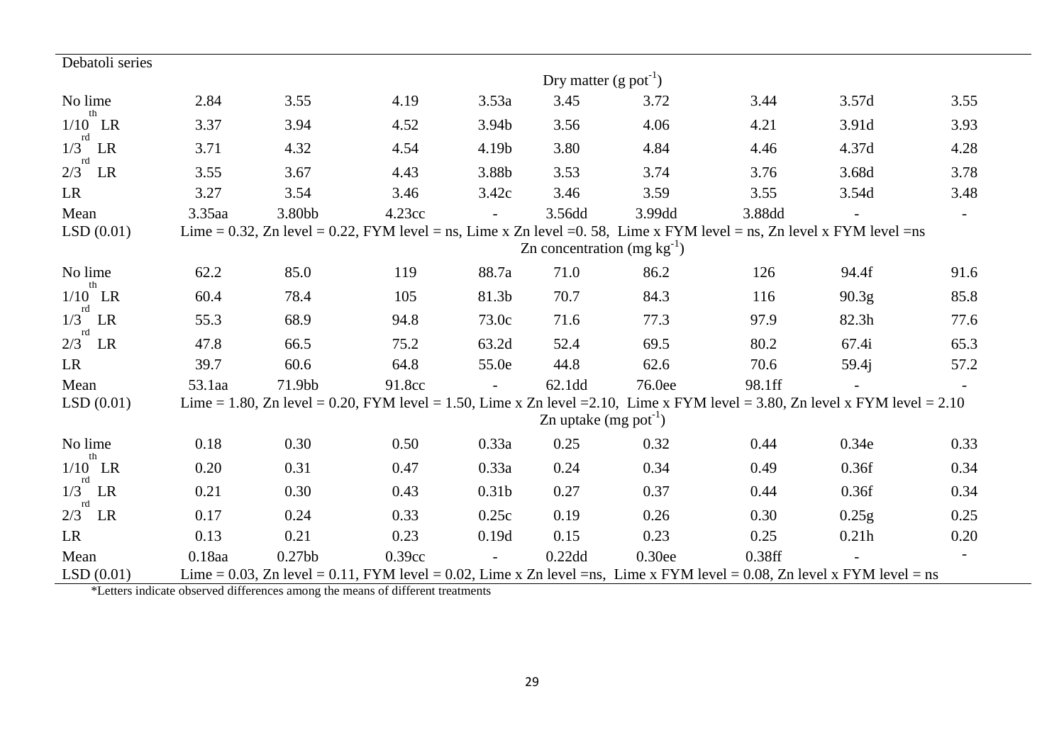| Debatoli series | | | | | | | | | |
|---|---|---|---|---|---|---|---|---|---|
| | | | | Dry matter (g $pot^{-1}$) | | | | | |
| No lime | 2.84 | 3.55 | 4.19 | 3.53a | 3.45 | 3.72 | 3.44 | 3.57d | 3.55 |
| $1/10^{th}$ LR | 3.37 | 3.94 | 4.52 | 3.94b | 3.56 | 4.06 | 4.21 | 3.91d | 3.93 |
| $1/3^{rd}$ LR | 3.71 | 4.32 | 4.54 | 4.19b | 3.80 | 4.84 | 4.46 | 4.37d | 4.28 |
| $2/3^{rd}$ LR | 3.55 | 3.67 | 4.43 | 3.88b | 3.53 | 3.74 | 3.76 | 3.68d | 3.78 |
| LR | 3.27 | 3.54 | 3.46 | 3.42c | 3.46 | 3.59 | 3.55 | 3.54d | 3.48 |
| Mean | 3.35aa | 3.80bb | 4.23cc | - | 3.56dd | 3.99dd | 3.88dd | - | - |
| LSD (0.01) | Lime = 0.32, Zn level = 0.22, FYM level = ns, Lime x Zn level =0. 58, Lime x FYM level = ns, Zn level x FYM level =ns | | | | | | | | |
| | | | | Zn concentration (mg $kg^{-1}$) | | | | | |
| No lime | 62.2 | 85.0 | 119 | 88.7a | 71.0 | 86.2 | 126 | 94.4f | 91.6 |
| $1/10^{th}$ LR | 60.4 | 78.4 | 105 | 81.3b | 70.7 | 84.3 | 116 | 90.3g | 85.8 |
| $1/3^{rd}$ LR | 55.3 | 68.9 | 94.8 | 73.0c | 71.6 | 77.3 | 97.9 | 82.3h | 77.6 |
| $2/3^{rd}$ LR | 47.8 | 66.5 | 75.2 | 63.2d | 52.4 | 69.5 | 80.2 | 67.4i | 65.3 |
| LR | 39.7 | 60.6 | 64.8 | 55.0e | 44.8 | 62.6 | 70.6 | 59.4j | 57.2 |
| Mean | 53.1aa | 71.9bb | 91.8cc | - | 62.1dd | 76.0ee | 98.1ff | - | - |
| LSD (0.01) | Lime = 1.80, Zn level = 0.20, FYM level = 1.50, Lime x Zn level =2.10, Lime x FYM level = 3.80, Zn level x FYM level = 2.10 | | | | | | | | |
| | | | | Zn uptake (mg $pot^{-1}$) | | | | | |
| No lime | 0.18 | 0.30 | 0.50 | 0.33a | 0.25 | 0.32 | 0.44 | 0.34e | 0.33 |
| $1/10^{th}$ LR | 0.20 | 0.31 | 0.47 | 0.33a | 0.24 | 0.34 | 0.49 | 0.36f | 0.34 |
| $1/3^{rd}$ LR | 0.21 | 0.30 | 0.43 | 0.31b | 0.27 | 0.37 | 0.44 | 0.36f | 0.34 |
| $2/3^{rd}$ LR | 0.17 | 0.24 | 0.33 | 0.25c | 0.19 | 0.26 | 0.30 | 0.25g | 0.25 |
| LR | 0.13 | 0.21 | 0.23 | 0.19d | 0.15 | 0.23 | 0.25 | 0.21h | 0.20 |
| Mean | 0.18aa | 0.27bb | 0.39cc | - | 0.22dd | 0.30ee | 0.38ff | - | - |
| LSD (0.01) | Lime = 0.03, Zn level = 0.11, FYM level = 0.02, Lime x Zn level =ns, Lime x FYM level = 0.08, Zn level x FYM level = ns | | | | | | | | |

*Letters indicate observed differences among the means of different treatments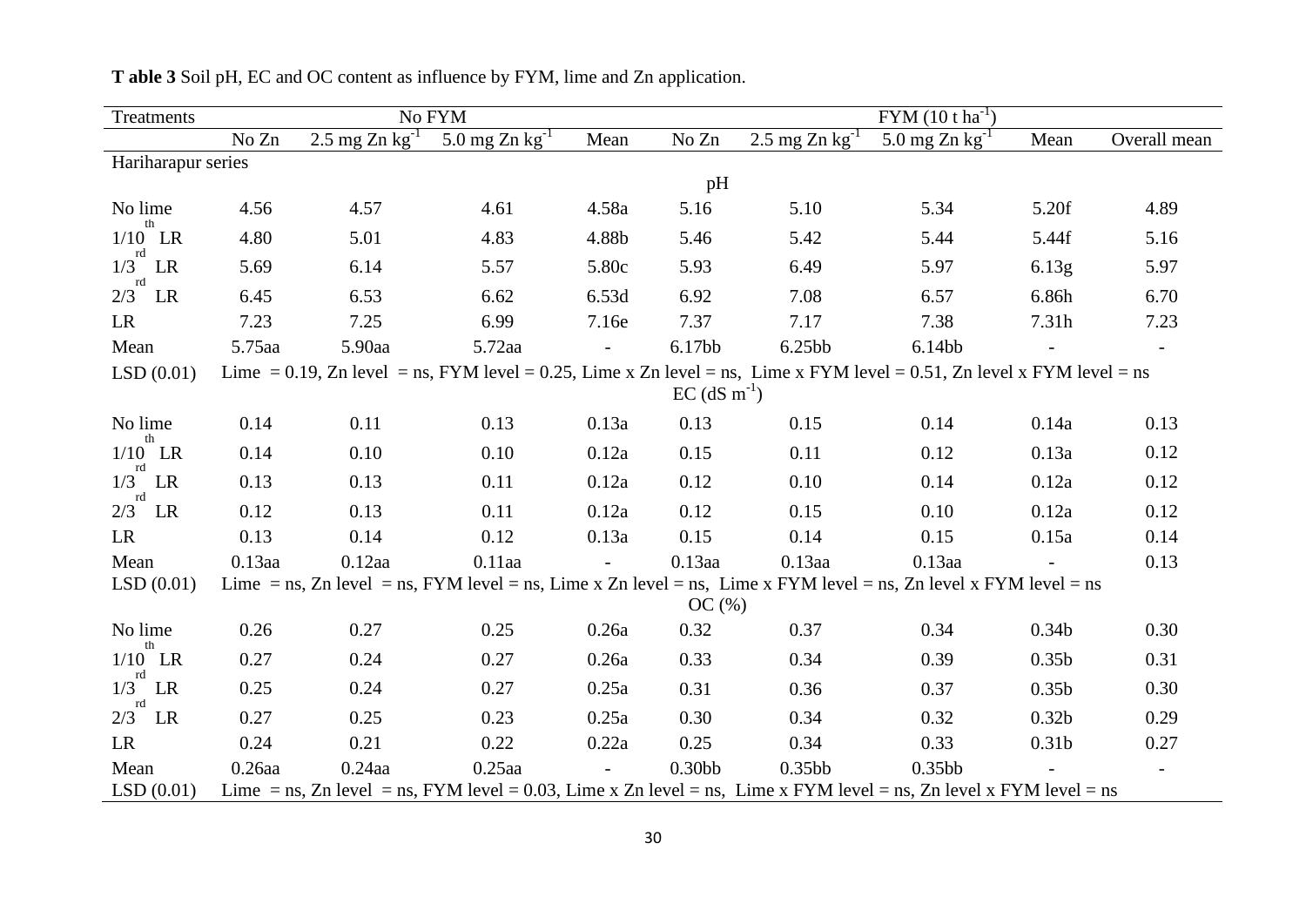**T able 3** Soil pH, EC and OC content as influence by FYM, lime and Zn application.

| Treatments | No FYM | | | | FYM (10 t $ha^{-1}$) | | | | |
|---|---|---|---|---|---|---|---|---|---|
| | No Zn | 2.5 mg Zn $kg^{-1}$ | 5.0 mg Zn $kg^{-1}$ | Mean | No Zn | 2.5 mg Zn $kg^{-1}$ | 5.0 mg Zn $kg^{-1}$ | Mean | Overall mean |
| Hariharapur series | | | | | | | | | |
| | | | | | pH | | | | |
| No lime | 4.56 | 4.57 | 4.61 | 4.58a | 5.16 | 5.10 | 5.34 | 5.20f | 4.89 |
| $1/10^{th}$ LR | 4.80 | 5.01 | 4.83 | 4.88b | 5.46 | 5.42 | 5.44 | 5.44f | 5.16 |
| $1/3^{rd}$ LR | 5.69 | 6.14 | 5.57 | 5.80c | 5.93 | 6.49 | 5.97 | 6.13g | 5.97 |
| $2/3^{rd}$ LR | 6.45 | 6.53 | 6.62 | 6.53d | 6.92 | 7.08 | 6.57 | 6.86h | 6.70 |
| LR | 7.23 | 7.25 | 6.99 | 7.16e | 7.37 | 7.17 | 7.38 | 7.31h | 7.23 |
| Mean | 5.75aa | 5.90aa | 5.72aa | - | 6.17bb | 6.25bb | 6.14bb | - | - |
| LSD (0.01) | Lime = 0.19, Zn level = ns, FYM level = 0.25, Lime x Zn level = ns, Lime x FYM level = 0.51, Zn level x FYM level = ns | | | | | | | | |
| | | | | | EC (dS $m^{-1}$) | | | | |
| No lime | 0.14 | 0.11 | 0.13 | 0.13a | 0.13 | 0.15 | 0.14 | 0.14a | 0.13 |
| $1/10^{th}$ LR | 0.14 | 0.10 | 0.10 | 0.12a | 0.15 | 0.11 | 0.12 | 0.13a | 0.12 |
| $1/3^{rd}$ LR | 0.13 | 0.13 | 0.11 | 0.12a | 0.12 | 0.10 | 0.14 | 0.12a | 0.12 |
| $2/3^{rd}$ LR | 0.12 | 0.13 | 0.11 | 0.12a | 0.12 | 0.15 | 0.10 | 0.12a | 0.12 |
| LR | 0.13 | 0.14 | 0.12 | 0.13a | 0.15 | 0.14 | 0.15 | 0.15a | 0.14 |
| Mean | 0.13aa | 0.12aa | 0.11aa | - | 0.13aa | 0.13aa | 0.13aa | - | 0.13 |
| LSD (0.01) | Lime = ns, Zn level = ns, FYM level = ns, Lime x Zn level = ns, Lime x FYM level = ns, Zn level x FYM level = ns | | | | | | | | |
| | | | | | OC (%) | | | | |
| No lime | 0.26 | 0.27 | 0.25 | 0.26a | 0.32 | 0.37 | 0.34 | 0.34b | 0.30 |
| $1/10^{th}$ LR | 0.27 | 0.24 | 0.27 | 0.26a | 0.33 | 0.34 | 0.39 | 0.35b | 0.31 |
| $1/3^{rd}$ LR | 0.25 | 0.24 | 0.27 | 0.25a | 0.31 | 0.36 | 0.37 | 0.35b | 0.30 |
| $2/3^{rd}$ LR | 0.27 | 0.25 | 0.23 | 0.25a | 0.30 | 0.34 | 0.32 | 0.32b | 0.29 |
| LR | 0.24 | 0.21 | 0.22 | 0.22a | 0.25 | 0.34 | 0.33 | 0.31b | 0.27 |
| Mean | 0.26aa | 0.24aa | 0.25aa | - | 0.30bb | 0.35bb | 0.35bb | - | - |
| LSD (0.01) | Lime = ns, Zn level = ns, FYM level = 0.03, Lime x Zn level = ns, Lime x FYM level = ns, Zn level x FYM level = ns | | | | | | | | |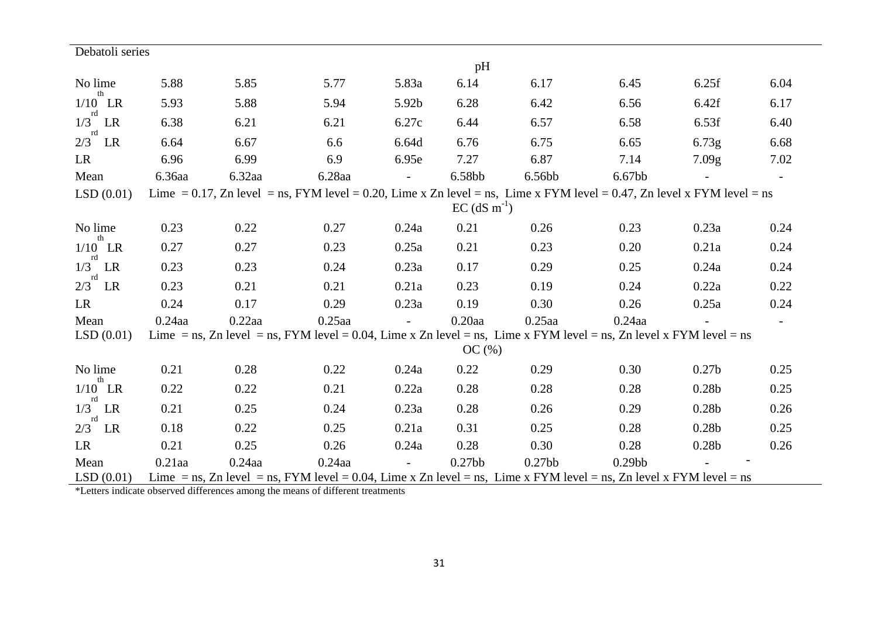| Debatoli series | | | | | | | | | |
|---|---|---|---|---|---|---|---|---|---|
| | | | | | pH | | | | |
| No lime | 5.88 | 5.85 | 5.77 | 5.83a | 6.14 | 6.17 | 6.45 | 6.25f | 6.04 |
| $1/10^{th}$ LR | 5.93 | 5.88 | 5.94 | 5.92b | 6.28 | 6.42 | 6.56 | 6.42f | 6.17 |
| $1/3^{rd}$ LR | 6.38 | 6.21 | 6.21 | 6.27c | 6.44 | 6.57 | 6.58 | 6.53f | 6.40 |
| $2/3^{rd}$ LR | 6.64 | 6.67 | 6.6 | 6.64d | 6.76 | 6.75 | 6.65 | 6.73g | 6.68 |
| LR | 6.96 | 6.99 | 6.9 | 6.95e | 7.27 | 6.87 | 7.14 | 7.09g | 7.02 |
| Mean | 6.36aa | 6.32aa | 6.28aa | - | 6.58bb | 6.56bb | 6.67bb | - | - |
| LSD (0.01) | Lime = 0.17, Zn level = ns, FYM level = 0.20, Lime x Zn level = ns, Lime x FYM level = 0.47, Zn level x FYM level = ns | | | | | | | | |
| | | | | | EC (dS $m^{-1}$) | | | | |
| No lime | 0.23 | 0.22 | 0.27 | 0.24a | 0.21 | 0.26 | 0.23 | 0.23a | 0.24 |
| $1/10^{th}$ LR | 0.27 | 0.27 | 0.23 | 0.25a | 0.21 | 0.23 | 0.20 | 0.21a | 0.24 |
| $1/3^{rd}$ LR | 0.23 | 0.23 | 0.24 | 0.23a | 0.17 | 0.29 | 0.25 | 0.24a | 0.24 |
| $2/3^{rd}$ LR | 0.23 | 0.21 | 0.21 | 0.21a | 0.23 | 0.19 | 0.24 | 0.22a | 0.22 |
| LR | 0.24 | 0.17 | 0.29 | 0.23a | 0.19 | 0.30 | 0.26 | 0.25a | 0.24 |
| Mean | 0.24aa | 0.22aa | 0.25aa | - | 0.20aa | 0.25aa | 0.24aa | - | - |
| LSD (0.01) | Lime = ns, Zn level = ns, FYM level = 0.04, Lime x Zn level = ns, Lime x FYM level = ns, Zn level x FYM level = ns | | | | | | | | |
| | | | | | OC (%) | | | | |
| No lime | 0.21 | 0.28 | 0.22 | 0.24a | 0.22 | 0.29 | 0.30 | 0.27b | 0.25 |
| $1/10^{th}$ LR | 0.22 | 0.22 | 0.21 | 0.22a | 0.28 | 0.28 | 0.28 | 0.28b | 0.25 |
| $1/3^{rd}$ LR | 0.21 | 0.25 | 0.24 | 0.23a | 0.28 | 0.26 | 0.29 | 0.28b | 0.26 |
| $2/3^{rd}$ LR | 0.18 | 0.22 | 0.25 | 0.21a | 0.31 | 0.25 | 0.28 | 0.28b | 0.25 |
| LR | 0.21 | 0.25 | 0.26 | 0.24a | 0.28 | 0.30 | 0.28 | 0.28b | 0.26 |
| Mean | 0.21aa | 0.24aa | 0.24aa | - | 0.27bb | 0.27bb | 0.29bb | - | - |
| LSD (0.01) | Lime = ns, Zn level = ns, FYM level = 0.04, Lime x Zn level = ns, Lime x FYM level = ns, Zn level x FYM level = ns | | | | | | | | |

*Letters indicate observed differences among the means of different treatments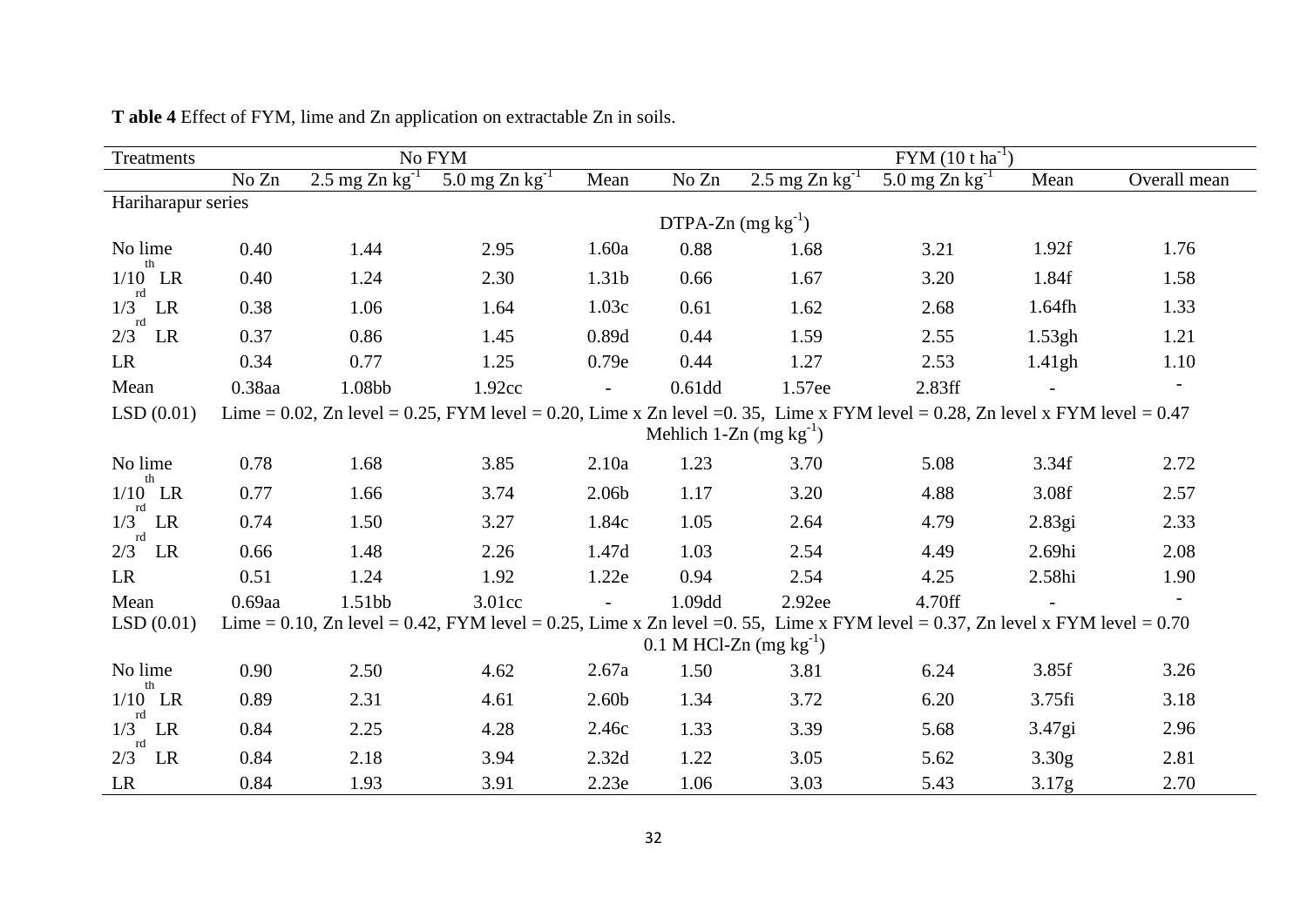**T able 4** Effect of FYM, lime and Zn application on extractable Zn in soils.

| Treatments | No FYM | | | | FYM (10 t ha$^{-1}$) | | | | |
|---|---|---|---|---|---|---|---|---|---|
| | No Zn | 2.5 mg Zn kg$^{-1}$ | 5.0 mg Zn kg$^{-1}$ | Mean | No Zn | 2.5 mg Zn kg$^{-1}$ | 5.0 mg Zn kg$^{-1}$ | Mean | Overall mean |
| Hariharapur series | | | | | | | | | |
| | | | | | DTPA-Zn (mg kg$^{-1}$) | | | | |
| No lime | 0.40 | 1.44 | 2.95 | 1.60a | 0.88 | 1.68 | 3.21 | 1.92f | 1.76 |
| 1/10$^{th}$ LR | 0.40 | 1.24 | 2.30 | 1.31b | 0.66 | 1.67 | 3.20 | 1.84f | 1.58 |
| 1/3$^{rd}$ LR | 0.38 | 1.06 | 1.64 | 1.03c | 0.61 | 1.62 | 2.68 | 1.64fh | 1.33 |
| 2/3$^{rd}$ LR | 0.37 | 0.86 | 1.45 | 0.89d | 0.44 | 1.59 | 2.55 | 1.53gh | 1.21 |
| LR | 0.34 | 0.77 | 1.25 | 0.79e | 0.44 | 1.27 | 2.53 | 1.41gh | 1.10 |
| Mean | 0.38aa | 1.08bb | 1.92cc | - | 0.61dd | 1.57ee | 2.83ff | - | - |
| LSD (0.01) | Lime = 0.02, Zn level = 0.25, FYM level = 0.20, Lime x Zn level =0. 35, Lime x FYM level = 0.28, Zn level x FYM level = 0.47 | | | | | | | | |
| | | | | | Mehlich 1-Zn (mg kg$^{-1}$) | | | | |
| No lime | 0.78 | 1.68 | 3.85 | 2.10a | 1.23 | 3.70 | 5.08 | 3.34f | 2.72 |
| 1/10$^{th}$ LR | 0.77 | 1.66 | 3.74 | 2.06b | 1.17 | 3.20 | 4.88 | 3.08f | 2.57 |
| 1/3$^{rd}$ LR | 0.74 | 1.50 | 3.27 | 1.84c | 1.05 | 2.64 | 4.79 | 2.83gi | 2.33 |
| 2/3$^{rd}$ LR | 0.66 | 1.48 | 2.26 | 1.47d | 1.03 | 2.54 | 4.49 | 2.69hi | 2.08 |
| LR | 0.51 | 1.24 | 1.92 | 1.22e | 0.94 | 2.54 | 4.25 | 2.58hi | 1.90 |
| Mean | 0.69aa | 1.51bb | 3.01cc | - | 1.09dd | 2.92ee | 4.70ff | - | - |
| LSD (0.01) | Lime = 0.10, Zn level = 0.42, FYM level = 0.25, Lime x Zn level =0. 55, Lime x FYM level = 0.37, Zn level x FYM level = 0.70 | | | | | | | | |
| | | | | | 0.1 M HCl-Zn (mg kg$^{-1}$) | | | | |
| No lime | 0.90 | 2.50 | 4.62 | 2.67a | 1.50 | 3.81 | 6.24 | 3.85f | 3.26 |
| 1/10$^{th}$ LR | 0.89 | 2.31 | 4.61 | 2.60b | 1.34 | 3.72 | 6.20 | 3.75fi | 3.18 |
| 1/3$^{rd}$ LR | 0.84 | 2.25 | 4.28 | 2.46c | 1.33 | 3.39 | 5.68 | 3.47gi | 2.96 |
| 2/3$^{rd}$ LR | 0.84 | 2.18 | 3.94 | 2.32d | 1.22 | 3.05 | 5.62 | 3.30g | 2.81 |
| LR | 0.84 | 1.93 | 3.91 | 2.23e | 1.06 | 3.03 | 5.43 | 3.17g | 2.70 |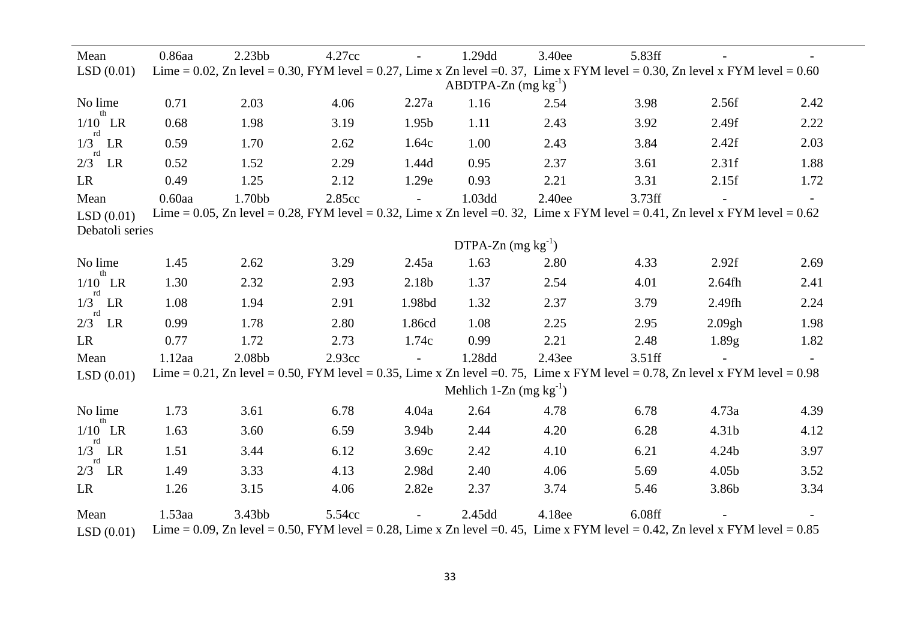| | | | | | | | | | |
|---|---|---|---|---|---|---|---|---|---|
| Mean | 0.86aa | 2.23bb | 4.27cc | - | 1.29dd | 3.40ee | 5.83ff | - | - |
| LSD (0.01) | Lime = 0.02, Zn level = 0.30, FYM level = 0.27, Lime x Zn level =0. 37, Lime x FYM level = 0.30, Zn level x FYM level = 0.60 | | | | | | | | |
| | | | | | ABDTPA-Zn (mg kg$^{-1}$) | | | | |
| No lime | 0.71 | 2.03 | 4.06 | 2.27a | 1.16 | 2.54 | 3.98 | 2.56f | 2.42 |
| 1/10$^{th}$ LR | 0.68 | 1.98 | 3.19 | 1.95b | 1.11 | 2.43 | 3.92 | 2.49f | 2.22 |
| 1/3$^{rd}$ LR | 0.59 | 1.70 | 2.62 | 1.64c | 1.00 | 2.43 | 3.84 | 2.42f | 2.03 |
| 2/3$^{rd}$ LR | 0.52 | 1.52 | 2.29 | 1.44d | 0.95 | 2.37 | 3.61 | 2.31f | 1.88 |
| LR | 0.49 | 1.25 | 2.12 | 1.29e | 0.93 | 2.21 | 3.31 | 2.15f | 1.72 |
| Mean | 0.60aa | 1.70bb | 2.85cc | - | 1.03dd | 2.40ee | 3.73ff | - | - |
| LSD (0.01) | Lime = 0.05, Zn level = 0.28, FYM level = 0.32, Lime x Zn level =0. 32, Lime x FYM level = 0.41, Zn level x FYM level = 0.62 | | | | | | | | |
| Debatoli series | | | | | | | | | |
| | | | | | DTPA-Zn (mg kg$^{-1}$) | | | | |
| No lime | 1.45 | 2.62 | 3.29 | 2.45a | 1.63 | 2.80 | 4.33 | 2.92f | 2.69 |
| 1/10$^{th}$ LR | 1.30 | 2.32 | 2.93 | 2.18b | 1.37 | 2.54 | 4.01 | 2.64fh | 2.41 |
| 1/3$^{rd}$ LR | 1.08 | 1.94 | 2.91 | 1.98bd | 1.32 | 2.37 | 3.79 | 2.49fh | 2.24 |
| 2/3$^{rd}$ LR | 0.99 | 1.78 | 2.80 | 1.86cd | 1.08 | 2.25 | 2.95 | 2.09gh | 1.98 |
| LR | 0.77 | 1.72 | 2.73 | 1.74c | 0.99 | 2.21 | 2.48 | 1.89g | 1.82 |
| Mean | 1.12aa | 2.08bb | 2.93cc | - | 1.28dd | 2.43ee | 3.51ff | - | - |
| LSD (0.01) | Lime = 0.21, Zn level = 0.50, FYM level = 0.35, Lime x Zn level =0. 75, Lime x FYM level = 0.78, Zn level x FYM level = 0.98 | | | | | | | | |
| | | | | | Mehlich 1-Zn (mg kg$^{-1}$) | | | | |
| No lime | 1.73 | 3.61 | 6.78 | 4.04a | 2.64 | 4.78 | 6.78 | 4.73a | 4.39 |
| 1/10$^{th}$ LR | 1.63 | 3.60 | 6.59 | 3.94b | 2.44 | 4.20 | 6.28 | 4.31b | 4.12 |
| 1/3$^{rd}$ LR | 1.51 | 3.44 | 6.12 | 3.69c | 2.42 | 4.10 | 6.21 | 4.24b | 3.97 |
| 2/3$^{rd}$ LR | 1.49 | 3.33 | 4.13 | 2.98d | 2.40 | 4.06 | 5.69 | 4.05b | 3.52 |
| LR | 1.26 | 3.15 | 4.06 | 2.82e | 2.37 | 3.74 | 5.46 | 3.86b | 3.34 |
| Mean | 1.53aa | 3.43bb | 5.54cc | - | 2.45dd | 4.18ee | 6.08ff | - | - |
| LSD (0.01) | Lime = 0.09, Zn level = 0.50, FYM level = 0.28, Lime x Zn level =0. 45, Lime x FYM level = 0.42, Zn level x FYM level = 0.85 | | | | | | | | |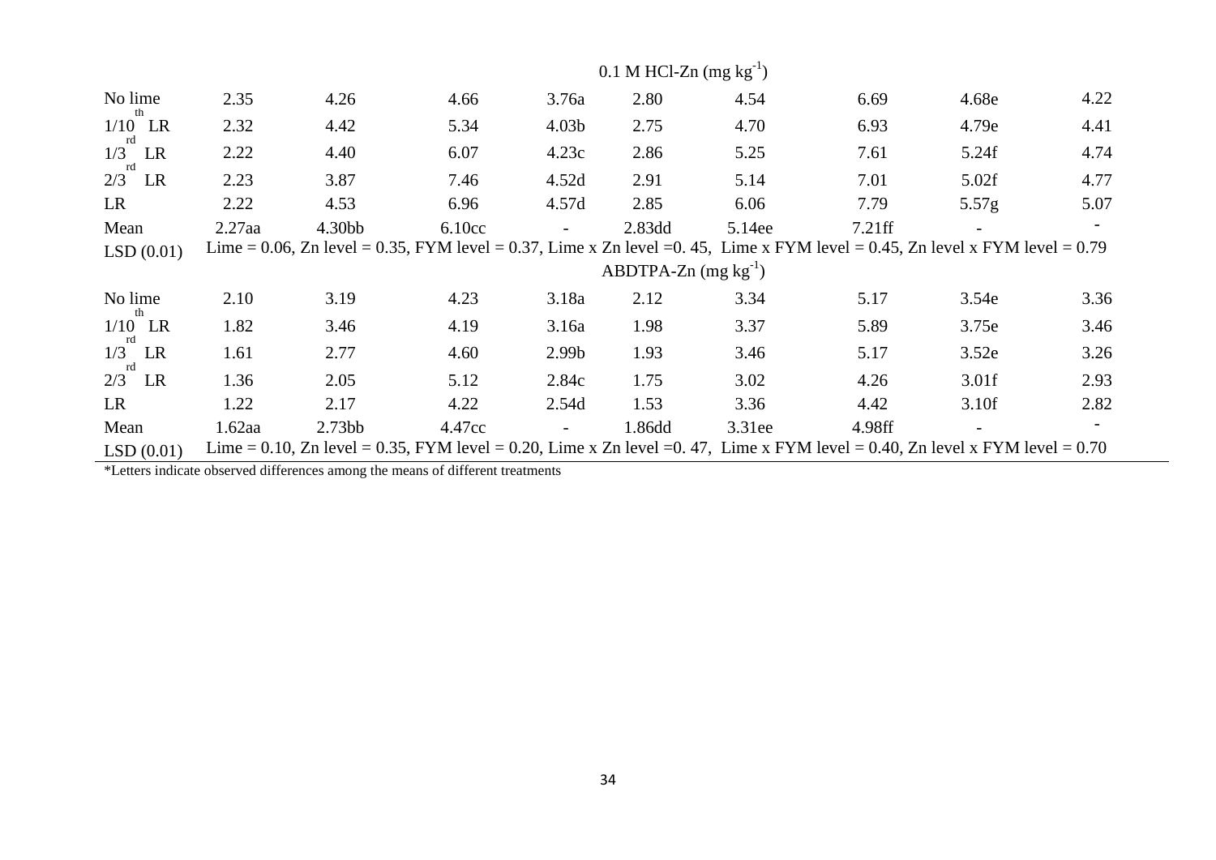| | | | | | | | | | |
|---|---|---|---|---|---|---|---|---|---|
| | | | | 0.1 M HCl-Zn (mg $kg^{-1}$) | | | | | |
| No lime | 2.35 | 4.26 | 4.66 | 3.76a | 2.80 | 4.54 | 6.69 | 4.68e | 4.22 |
| $1/10^{th}$ LR | 2.32 | 4.42 | 5.34 | 4.03b | 2.75 | 4.70 | 6.93 | 4.79e | 4.41 |
| $1/3^{rd}$ LR | 2.22 | 4.40 | 6.07 | 4.23c | 2.86 | 5.25 | 7.61 | 5.24f | 4.74 |
| $2/3^{rd}$ LR | 2.23 | 3.87 | 7.46 | 4.52d | 2.91 | 5.14 | 7.01 | 5.02f | 4.77 |
| LR | 2.22 | 4.53 | 6.96 | 4.57d | 2.85 | 6.06 | 7.79 | 5.57g | 5.07 |
| Mean | 2.27aa | 4.30bb | 6.10cc | - | 2.83dd | 5.14ee | 7.21ff | - | - |
| LSD (0.01) | Lime = 0.06, Zn level = 0.35, FYM level = 0.37, Lime x Zn level =0. 45, Lime x FYM level = 0.45, Zn level x FYM level = 0.79 | | | | | | | | |
| | | | | ABDTPA-Zn (mg $kg^{-1}$) | | | | | |
| No lime | 2.10 | 3.19 | 4.23 | 3.18a | 2.12 | 3.34 | 5.17 | 3.54e | 3.36 |
| $1/10^{th}$ LR | 1.82 | 3.46 | 4.19 | 3.16a | 1.98 | 3.37 | 5.89 | 3.75e | 3.46 |
| $1/3^{rd}$ LR | 1.61 | 2.77 | 4.60 | 2.99b | 1.93 | 3.46 | 5.17 | 3.52e | 3.26 |
| $2/3^{rd}$ LR | 1.36 | 2.05 | 5.12 | 2.84c | 1.75 | 3.02 | 4.26 | 3.01f | 2.93 |
| LR | 1.22 | 2.17 | 4.22 | 2.54d | 1.53 | 3.36 | 4.42 | 3.10f | 2.82 |
| Mean | 1.62aa | 2.73bb | 4.47cc | - | 1.86dd | 3.31ee | 4.98ff | - | - |
| LSD (0.01) | Lime = 0.10, Zn level = 0.35, FYM level = 0.20, Lime x Zn level =0. 47, Lime x FYM level = 0.40, Zn level x FYM level = 0.70 | | | | | | | | |

*Letters indicate observed differences among the means of different treatments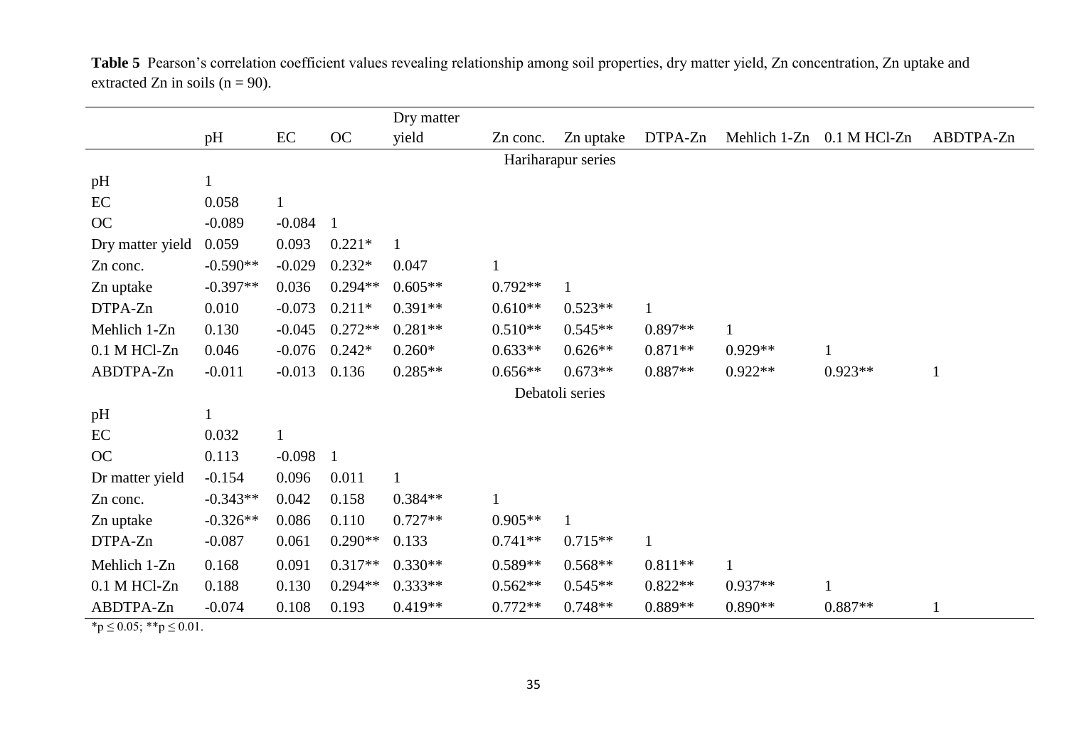**Table 5** Pearson's correlation coefficient values revealing relationship among soil properties, dry matter yield, Zn concentration, Zn uptake and extracted Zn in soils (n = 90).

| | pH | EC | OC | Dry matter yield | Zn conc. | Zn uptake | DTPA-Zn | Mehlich 1-Zn | 0.1 M HCl-Zn | ABDTPA-Zn |
|---|---|---|---|---|---|---|---|---|---|---|
| **Hariharapur series** | | | | | | | | | | |
| pH | 1 | | | | | | | | | |
| EC | 0.058 | 1 | | | | | | | | |
| OC | -0.089 | -0.084 | 1 | | | | | | | |
| Dry matter yield | 0.059 | 0.093 | 0.221* | 1 | | | | | | |
| Zn conc. | -0.590** | -0.029 | 0.232* | 0.047 | 1 | | | | | |
| Zn uptake | -0.397** | 0.036 | 0.294** | 0.605** | 0.792** | 1 | | | | |
| DTPA-Zn | 0.010 | -0.073 | 0.211* | 0.391** | 0.610** | 0.523** | 1 | | | |
| Mehlich 1-Zn | 0.130 | -0.045 | 0.272** | 0.281** | 0.510** | 0.545** | 0.897** | 1 | | |
| 0.1 M HCl-Zn | 0.046 | -0.076 | 0.242* | 0.260* | 0.633** | 0.626** | 0.871** | 0.929** | 1 | |
| ABDTPA-Zn | -0.011 | -0.013 | 0.136 | 0.285** | 0.656** | 0.673** | 0.887** | 0.922** | 0.923** | 1 |
| **Debatoli series** | | | | | | | | | | |
| pH | 1 | | | | | | | | | |
| EC | 0.032 | 1 | | | | | | | | |
| OC | 0.113 | -0.098 | 1 | | | | | | | |
| Dr matter yield | -0.154 | 0.096 | 0.011 | 1 | | | | | | |
| Zn conc. | -0.343** | 0.042 | 0.158 | 0.384** | 1 | | | | | |
| Zn uptake | -0.326** | 0.086 | 0.110 | 0.727** | 0.905** | 1 | | | | |
| DTPA-Zn | -0.087 | 0.061 | 0.290** | 0.133 | 0.741** | 0.715** | 1 | | | |
| Mehlich 1-Zn | 0.168 | 0.091 | 0.317** | 0.330** | 0.589** | 0.568** | 0.811** | 1 | | |
| 0.1 M HCl-Zn | 0.188 | 0.130 | 0.294** | 0.333** | 0.562** | 0.545** | 0.822** | 0.937** | 1 | |
| ABDTPA-Zn | -0.074 | 0.108 | 0.193 | 0.419** | 0.772** | 0.748** | 0.889** | 0.890** | 0.887** | 1 |

*$p \leq 0.05$; **$p \leq 0.01$.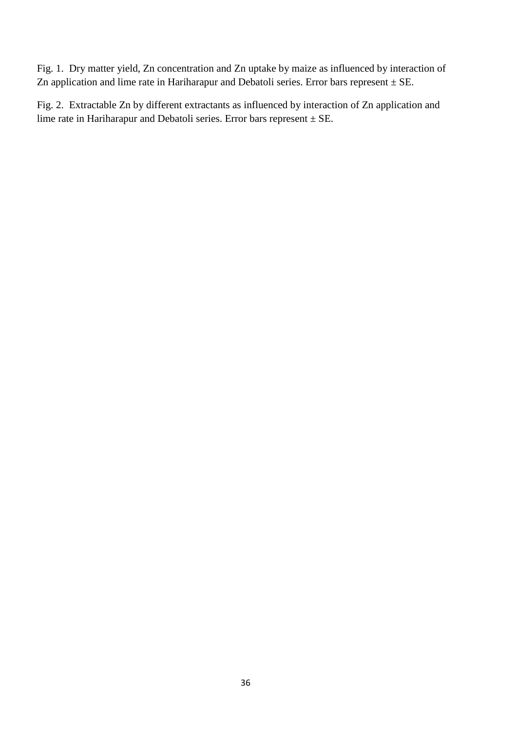Fig. 1. Dry matter yield, Zn concentration and Zn uptake by maize as influenced by interaction of Zn application and lime rate in Hariharapur and Debatoli series. Error bars represent ± SE.

Fig. 2. Extractable Zn by different extractants as influenced by interaction of Zn application and lime rate in Hariharapur and Debatoli series. Error bars represent ± SE.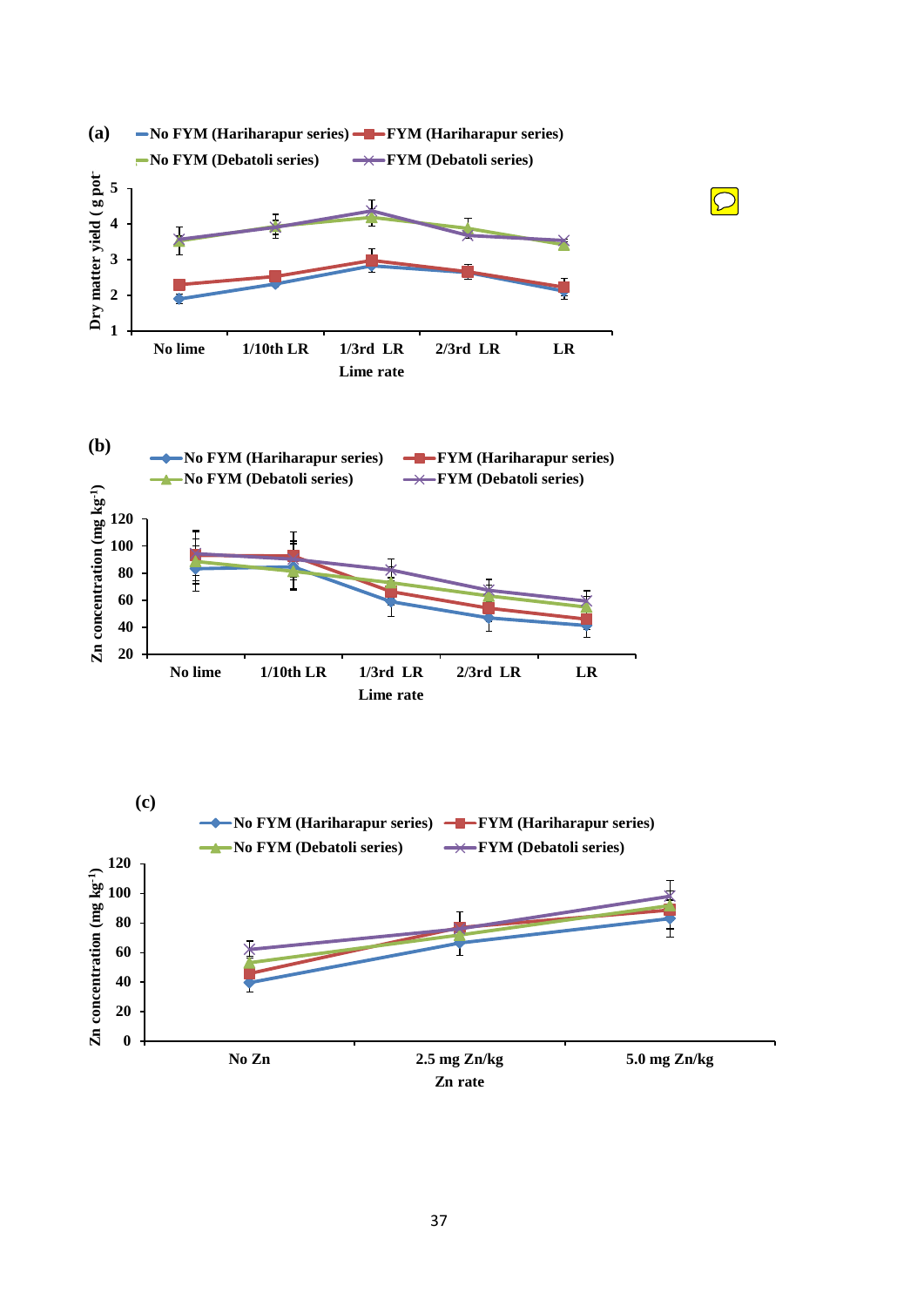(a)

No FYM (Hariharapur series) — FYM (Hariharapur series)

No FYM (Debatoli series) — FYM (Debatoli series)

Dry matter yield ( g pot$^{-1}$)

No lime | 1/10th LR | 1/3rd LR | 2/3rd LR | LR

Lime rate

(b)

No FYM (Hariharapur series) — FYM (Hariharapur series)

No FYM (Debatoli series) — FYM (Debatoli series)

Zn concentration (mg kg$^{-1}$)

No lime | 1/10th LR | 1/3rd LR | 2/3rd LR | LR

Lime rate

(c)

No FYM (Hariharapur series) — FYM (Hariharapur series)

No FYM (Debatoli series) — FYM (Debatoli series)

Zn concentration (mg kg$^{-1}$)

No Zn | 2.5 mg Zn/kg | 5.0 mg Zn/kg

Zn rate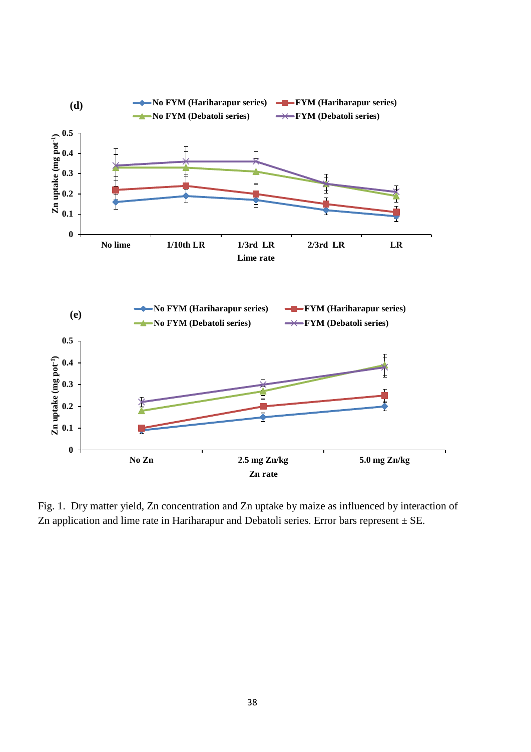Fig. 1. Dry matter yield, Zn concentration and Zn uptake by maize as influenced by interaction of Zn application and lime rate in Hariharapur and Debatoli series. Error bars represent ± SE.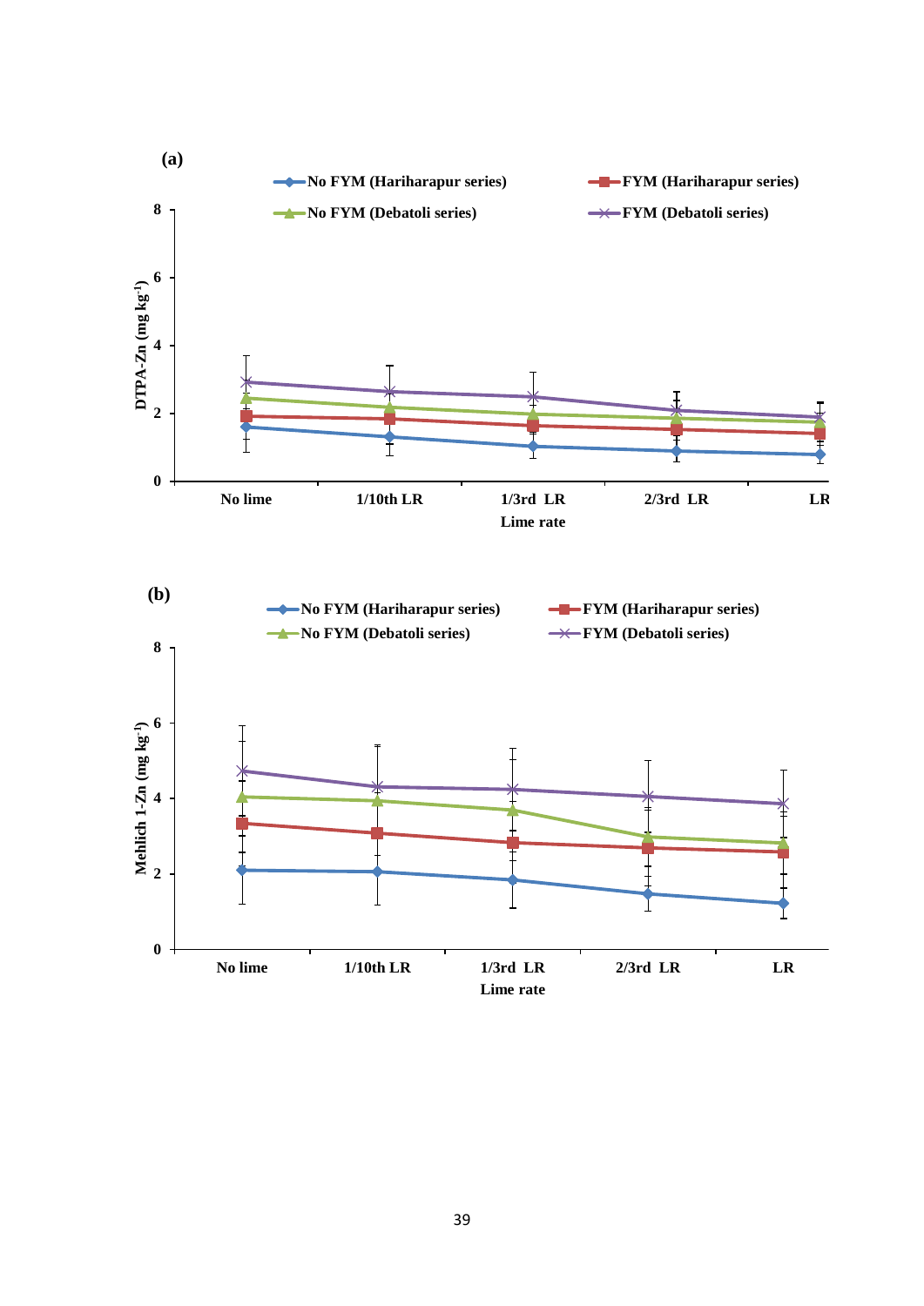(a)

(b)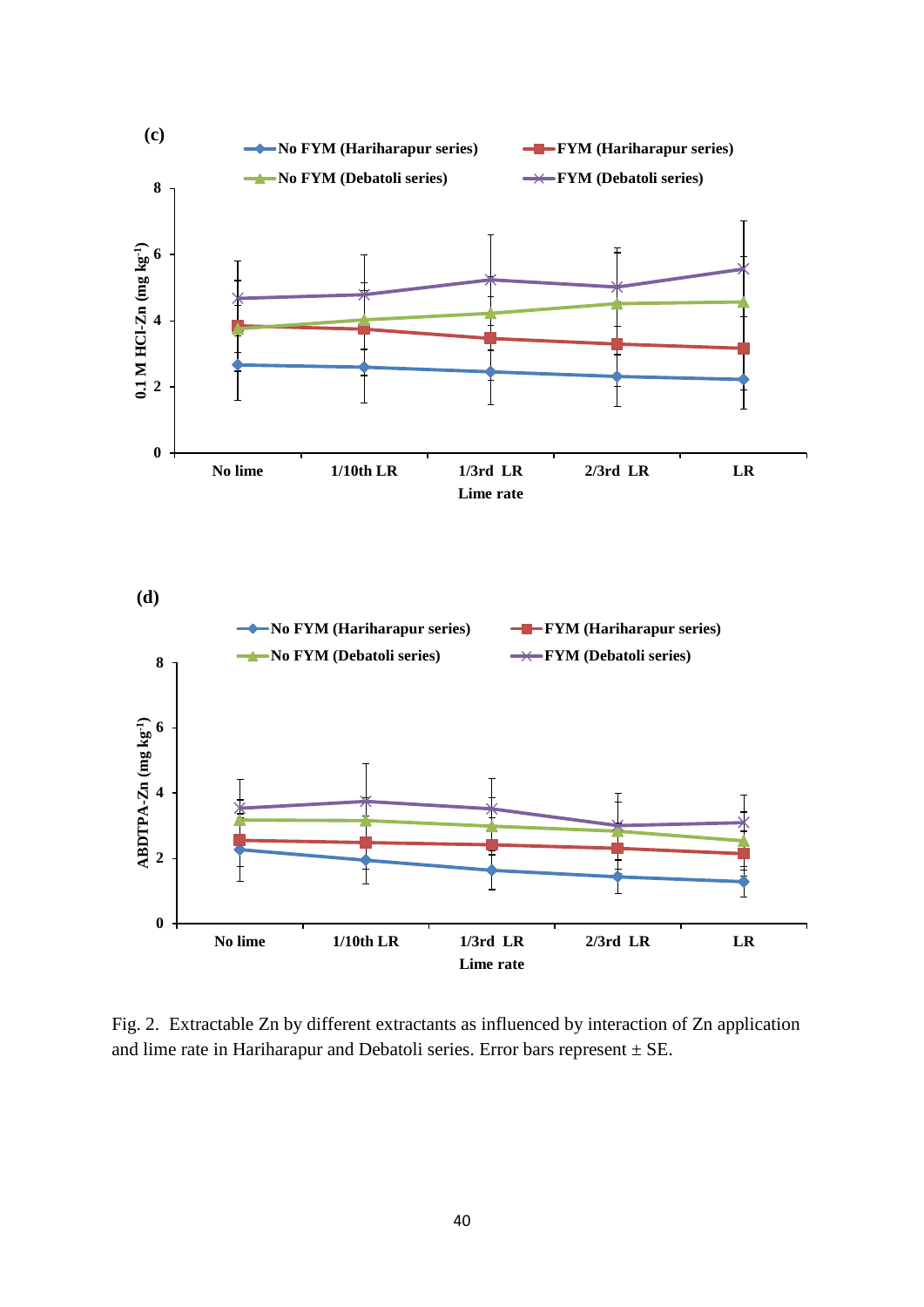(c)

No FYM (Hariharapur series)

FYM (Hariharapur series)

No FYM (Debatoli series)

FYM (Debatoli series)

8

6

4

2

0

0.1 M HCl-Zn (mg kg$^{-1}$)

No lime

1/10th LR

1/3rd LR

2/3rd LR

LR

Lime rate

(d)

No FYM (Hariharapur series)

FYM (Hariharapur series)

No FYM (Debatoli series)

FYM (Debatoli series)

8

6

4

2

0

ABDTPA-Zn (mg kg$^{-1}$)

No lime

1/10th LR

1/3rd LR

2/3rd LR

LR

Lime rate

Fig. 2. Extractable Zn by different extractants as influenced by interaction of Zn application and lime rate in Hariharapur and Debatoli series. Error bars represent ± SE.